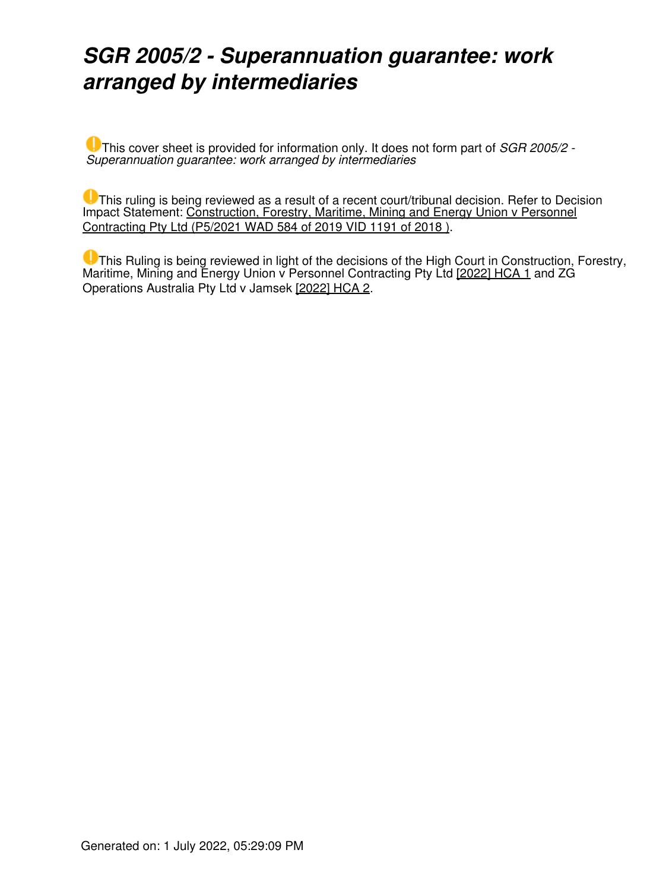# *SGR 2005/2 - Superannuation guarantee: work arranged by intermediaries*

This cover sheet is provided for information only. It does not form part of *SGR 2005/2 - Superannuation guarantee: work arranged by intermediaries*

This ruling is being reviewed as a result of a recent court/tribunal decision. Refer to Decision Impact Statement: Construction, Forestry, Maritime, Mining and Energy Union v Personnel Contracting Pty Ltd (P5/2021 WAD 584 of 2019 VID 1191 of 2018 ).

This Ruling is being reviewed in light of the decisions of the High Court in Construction, Forestry, Maritime, Mining and Energy Union v Personnel Contracting Pty Ltd [2022] HCA 1 and ZG Operations Australia Pty Ltd v Jamsek [2022] HCA 2.

Generated on: 1 July 2022, 05:29:09 PM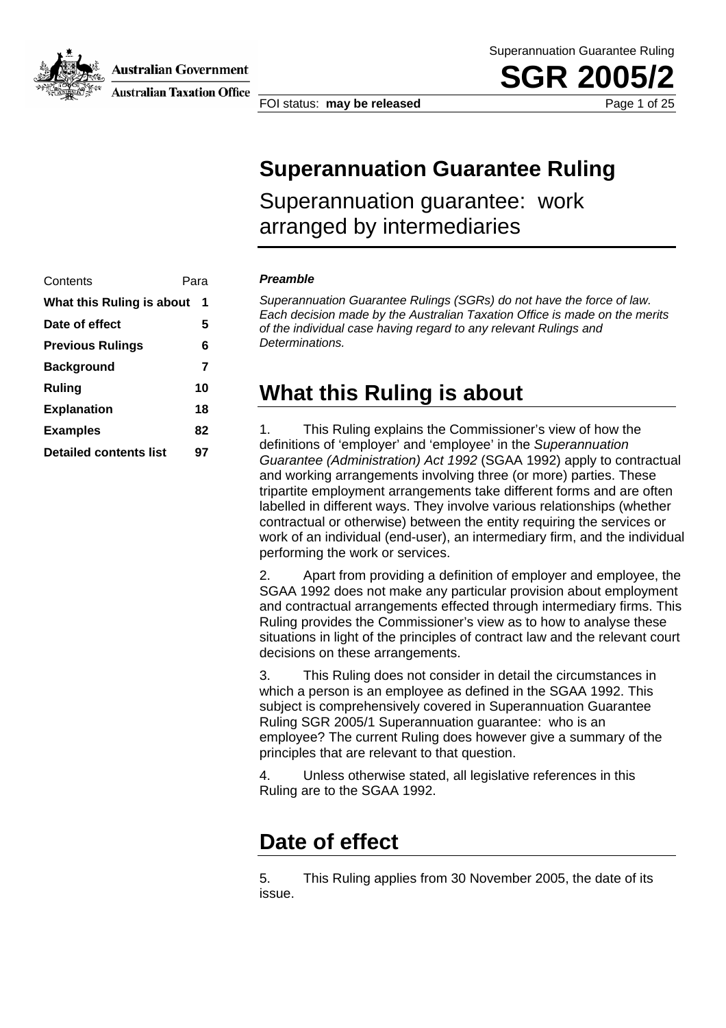# Superannuation Guarantee Ruling

## Superannuation guarantee: work arranged by intermediaries

| Contents | Para |
| --- | --- |
| **What this Ruling is about** | **1** |
| **Date of effect** | **5** |
| **Previous Rulings** | **6** |
| **Background** | **7** |
| **Ruling** | **10** |
| **Explanation** | **18** |
| **Examples** | **82** |
| **Detailed contents list** | **97** |

***Preamble***

*Superannuation Guarantee Rulings (SGRs) do not have the force of law. Each decision made by the Australian Taxation Office is made on the merits of the individual case having regard to any relevant Rulings and Determinations.*

## What this Ruling is about

1. This Ruling explains the Commissioner's view of how the definitions of 'employer' and 'employee' in the *Superannuation Guarantee (Administration) Act 1992* (SGAA 1992) apply to contractual and working arrangements involving three (or more) parties. These tripartite employment arrangements take different forms and are often labelled in different ways. They involve various relationships (whether contractual or otherwise) between the entity requiring the services or work of an individual (end-user), an intermediary firm, and the individual performing the work or services.

2. Apart from providing a definition of employer and employee, the SGAA 1992 does not make any particular provision about employment and contractual arrangements effected through intermediary firms. This Ruling provides the Commissioner's view as to how to analyse these situations in light of the principles of contract law and the relevant court decisions on these arrangements.

3. This Ruling does not consider in detail the circumstances in which a person is an employee as defined in the SGAA 1992. This subject is comprehensively covered in Superannuation Guarantee Ruling SGR 2005/1 Superannuation guarantee: who is an employee? The current Ruling does however give a summary of the principles that are relevant to that question.

4. Unless otherwise stated, all legislative references in this Ruling are to the SGAA 1992.

## Date of effect

5. This Ruling applies from 30 November 2005, the date of its issue.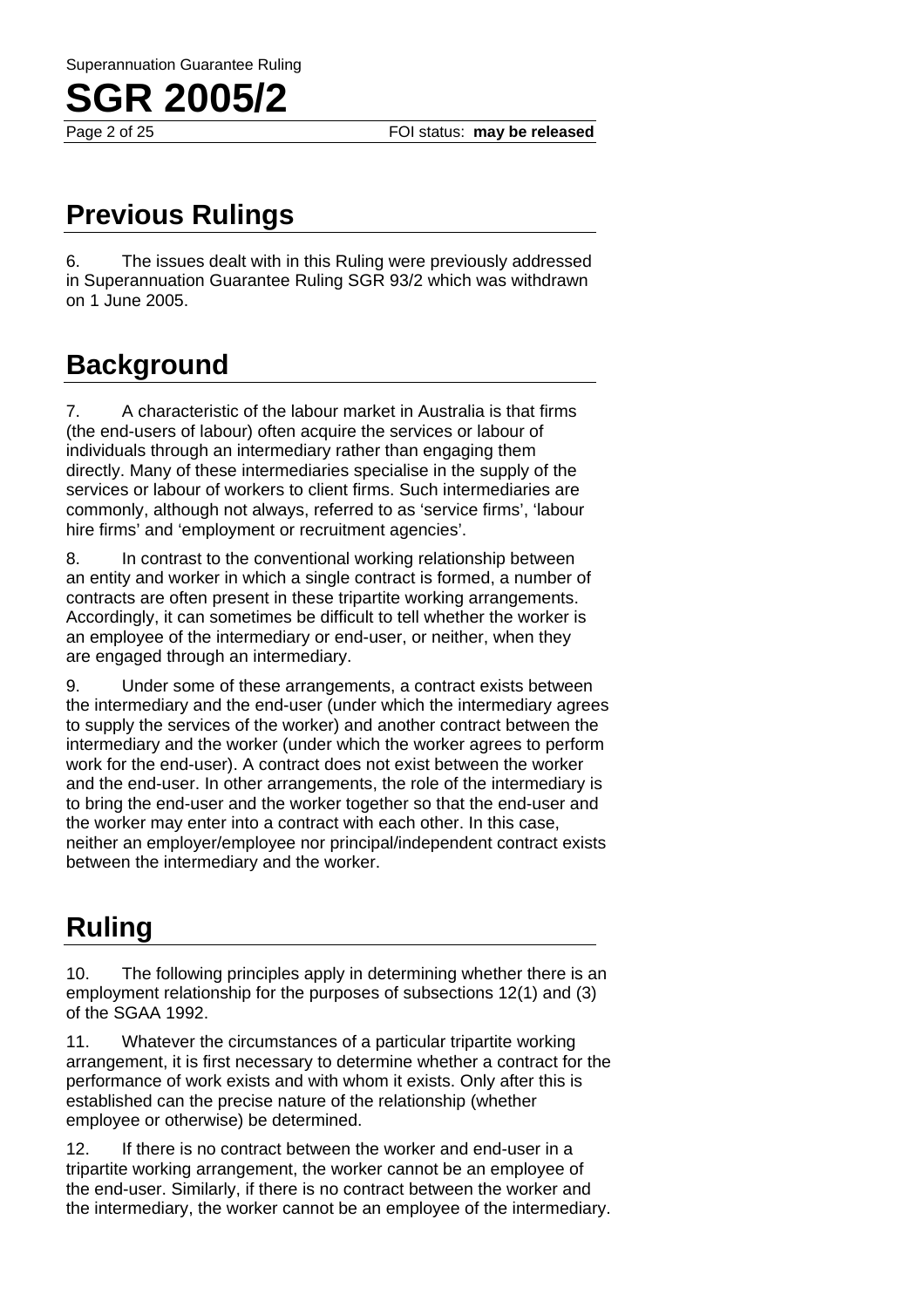## Previous Rulings

6. The issues dealt with in this Ruling were previously addressed in Superannuation Guarantee Ruling SGR 93/2 which was withdrawn on 1 June 2005.

## Background

7. A characteristic of the labour market in Australia is that firms (the end-users of labour) often acquire the services or labour of individuals through an intermediary rather than engaging them directly. Many of these intermediaries specialise in the supply of the services or labour of workers to client firms. Such intermediaries are commonly, although not always, referred to as 'service firms', 'labour hire firms' and 'employment or recruitment agencies'.

8. In contrast to the conventional working relationship between an entity and worker in which a single contract is formed, a number of contracts are often present in these tripartite working arrangements. Accordingly, it can sometimes be difficult to tell whether the worker is an employee of the intermediary or end-user, or neither, when they are engaged through an intermediary.

9. Under some of these arrangements, a contract exists between the intermediary and the end-user (under which the intermediary agrees to supply the services of the worker) and another contract between the intermediary and the worker (under which the worker agrees to perform work for the end-user). A contract does not exist between the worker and the end-user. In other arrangements, the role of the intermediary is to bring the end-user and the worker together so that the end-user and the worker may enter into a contract with each other. In this case, neither an employer/employee nor principal/independent contract exists between the intermediary and the worker.

## Ruling

10. The following principles apply in determining whether there is an employment relationship for the purposes of subsections 12(1) and (3) of the SGAA 1992.

11. Whatever the circumstances of a particular tripartite working arrangement, it is first necessary to determine whether a contract for the performance of work exists and with whom it exists. Only after this is established can the precise nature of the relationship (whether employee or otherwise) be determined.

12. If there is no contract between the worker and end-user in a tripartite working arrangement, the worker cannot be an employee of the end-user. Similarly, if there is no contract between the worker and the intermediary, the worker cannot be an employee of the intermediary.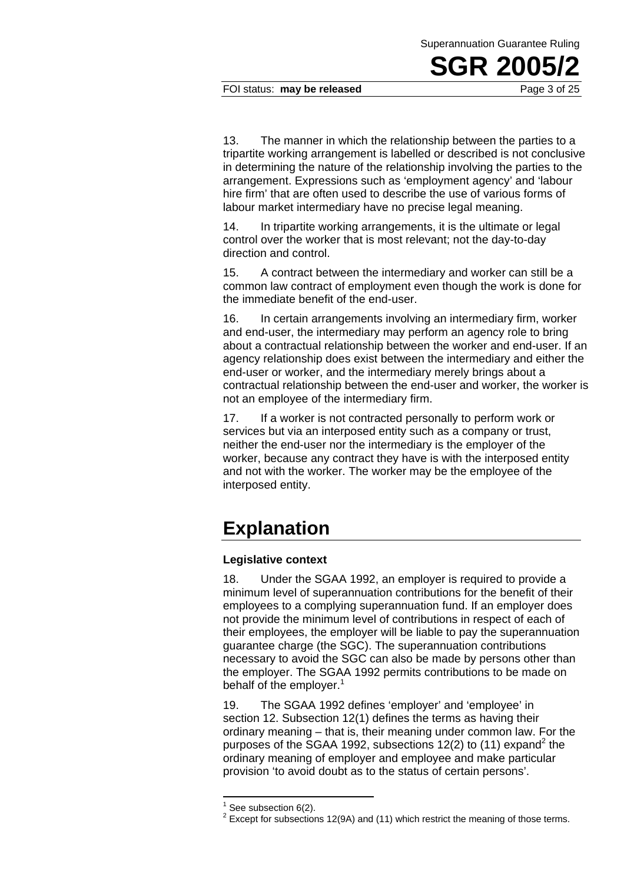13. The manner in which the relationship between the parties to a tripartite working arrangement is labelled or described is not conclusive in determining the nature of the relationship involving the parties to the arrangement. Expressions such as 'employment agency' and 'labour hire firm' that are often used to describe the use of various forms of labour market intermediary have no precise legal meaning.

14. In tripartite working arrangements, it is the ultimate or legal control over the worker that is most relevant; not the day-to-day direction and control.

15. A contract between the intermediary and worker can still be a common law contract of employment even though the work is done for the immediate benefit of the end-user.

16. In certain arrangements involving an intermediary firm, worker and end-user, the intermediary may perform an agency role to bring about a contractual relationship between the worker and end-user. If an agency relationship does exist between the intermediary and either the end-user or worker, and the intermediary merely brings about a contractual relationship between the end-user and worker, the worker is not an employee of the intermediary firm.

17. If a worker is not contracted personally to perform work or services but via an interposed entity such as a company or trust, neither the end-user nor the intermediary is the employer of the worker, because any contract they have is with the interposed entity and not with the worker. The worker may be the employee of the interposed entity.

# Explanation

**Legislative context**

18. Under the SGAA 1992, an employer is required to provide a minimum level of superannuation contributions for the benefit of their employees to a complying superannuation fund. If an employer does not provide the minimum level of contributions in respect of each of their employees, the employer will be liable to pay the superannuation guarantee charge (the SGC). The superannuation contributions necessary to avoid the SGC can also be made by persons other than the employer. The SGAA 1992 permits contributions to be made on behalf of the employer.[1]

19. The SGAA 1992 defines 'employer' and 'employee' in section 12. Subsection 12(1) defines the terms as having their ordinary meaning – that is, their meaning under common law. For the purposes of the SGAA 1992, subsections 12(2) to (11) expand[2] the ordinary meaning of employer and employee and make particular provision 'to avoid doubt as to the status of certain persons'.

---

[1] See subsection 6(2).

[2] Except for subsections 12(9A) and (11) which restrict the meaning of those terms.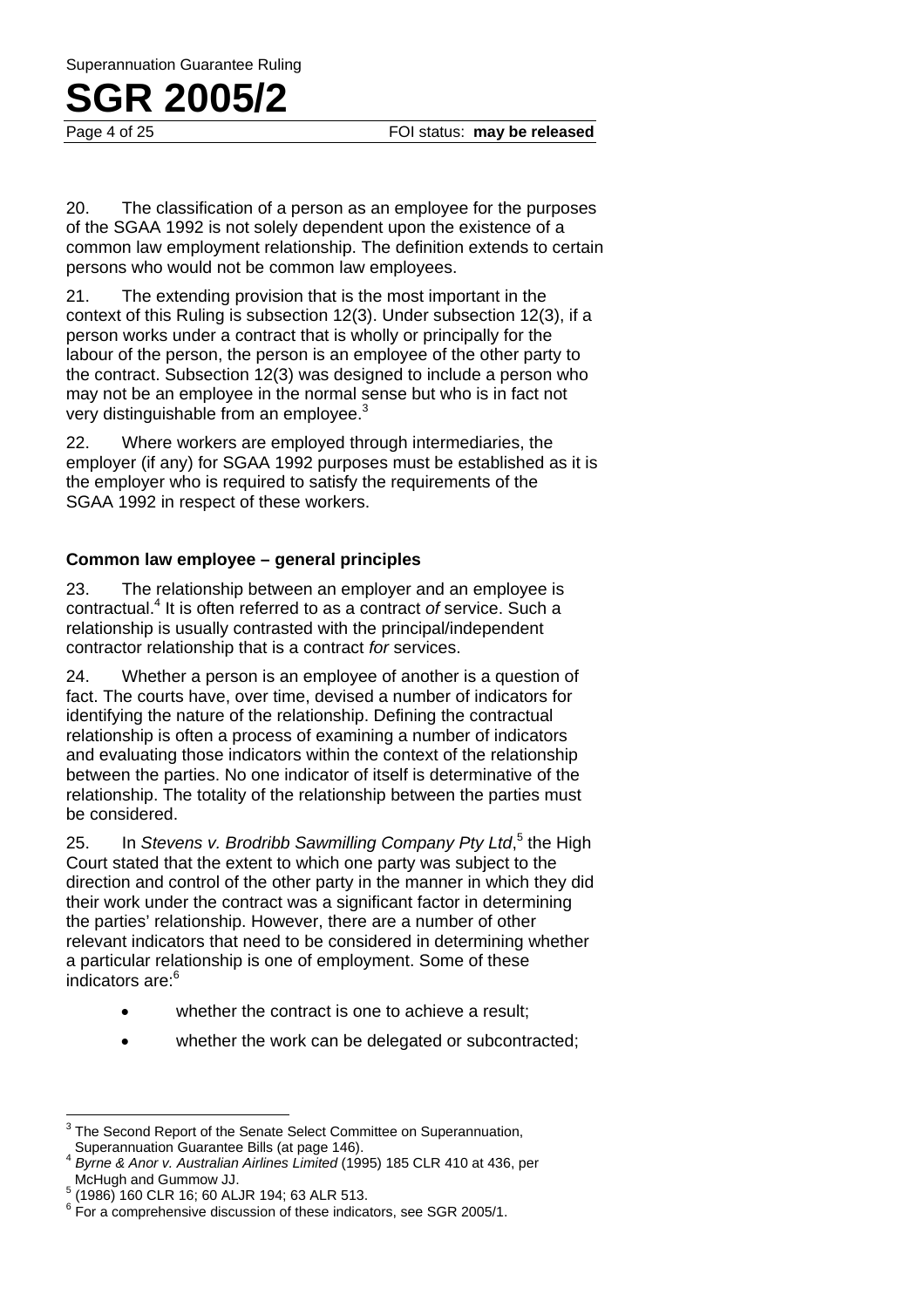20. The classification of a person as an employee for the purposes of the SGAA 1992 is not solely dependent upon the existence of a common law employment relationship. The definition extends to certain persons who would not be common law employees.

21. The extending provision that is the most important in the context of this Ruling is subsection 12(3). Under subsection 12(3), if a person works under a contract that is wholly or principally for the labour of the person, the person is an employee of the other party to the contract. Subsection 12(3) was designed to include a person who may not be an employee in the normal sense but who is in fact not very distinguishable from an employee.[3]

22. Where workers are employed through intermediaries, the employer (if any) for SGAA 1992 purposes must be established as it is the employer who is required to satisfy the requirements of the SGAA 1992 in respect of these workers.

**Common law employee – general principles**

23. The relationship between an employer and an employee is contractual.[4] It is often referred to as a contract *of* service. Such a relationship is usually contrasted with the principal/independent contractor relationship that is a contract *for* services.

24. Whether a person is an employee of another is a question of fact. The courts have, over time, devised a number of indicators for identifying the nature of the relationship. Defining the contractual relationship is often a process of examining a number of indicators and evaluating those indicators within the context of the relationship between the parties. No one indicator of itself is determinative of the relationship. The totality of the relationship between the parties must be considered.

25. In *Stevens v. Brodribb Sawmilling Company Pty Ltd*,[5] the High Court stated that the extent to which one party was subject to the direction and control of the other party in the manner in which they did their work under the contract was a significant factor in determining the parties' relationship. However, there are a number of other relevant indicators that need to be considered in determining whether a particular relationship is one of employment. Some of these indicators are:[6]

- whether the contract is one to achieve a result;
- whether the work can be delegated or subcontracted;

---

[3] The Second Report of the Senate Select Committee on Superannuation, Superannuation Guarantee Bills (at page 146).

[4] *Byrne & Anor v. Australian Airlines Limited* (1995) 185 CLR 410 at 436, per McHugh and Gummow JJ.

[5] (1986) 160 CLR 16; 60 ALJR 194; 63 ALR 513.

[6] For a comprehensive discussion of these indicators, see SGR 2005/1.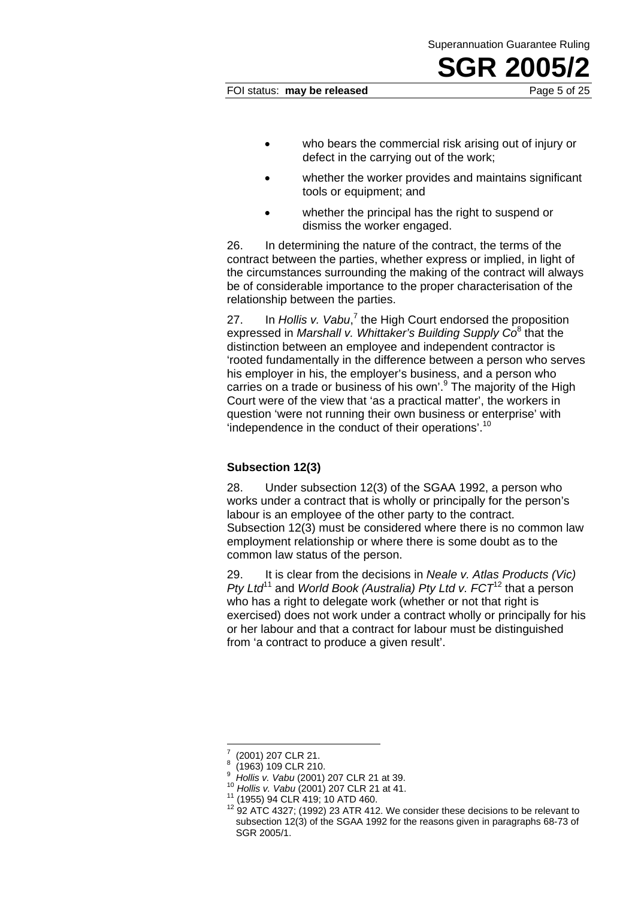- who bears the commercial risk arising out of injury or defect in the carrying out of the work;
- whether the worker provides and maintains significant tools or equipment; and
- whether the principal has the right to suspend or dismiss the worker engaged.

26. In determining the nature of the contract, the terms of the contract between the parties, whether express or implied, in light of the circumstances surrounding the making of the contract will always be of considerable importance to the proper characterisation of the relationship between the parties.

27. In *Hollis v. Vabu*,[7] the High Court endorsed the proposition expressed in *Marshall v. Whittaker's Building Supply Co*[8] that the distinction between an employee and independent contractor is 'rooted fundamentally in the difference between a person who serves his employer in his, the employer's business, and a person who carries on a trade or business of his own'.[9] The majority of the High Court were of the view that 'as a practical matter', the workers in question 'were not running their own business or enterprise' with 'independence in the conduct of their operations'.[10]

### Subsection 12(3)

28. Under subsection 12(3) of the SGAA 1992, a person who works under a contract that is wholly or principally for the person's labour is an employee of the other party to the contract. Subsection 12(3) must be considered where there is no common law employment relationship or where there is some doubt as to the common law status of the person.

29. It is clear from the decisions in *Neale v. Atlas Products (Vic) Pty Ltd*[11] and *World Book (Australia) Pty Ltd v. FCT*[12] that a person who has a right to delegate work (whether or not that right is exercised) does not work under a contract wholly or principally for his or her labour and that a contract for labour must be distinguished from 'a contract to produce a given result'.

---

[7] (2001) 207 CLR 21.

[8] (1963) 109 CLR 210.

[9] *Hollis v. Vabu* (2001) 207 CLR 21 at 39.

[10] *Hollis v. Vabu* (2001) 207 CLR 21 at 41.

[11] (1955) 94 CLR 419; 10 ATD 460.

[12] 92 ATC 4327; (1992) 23 ATR 412. We consider these decisions to be relevant to subsection 12(3) of the SGAA 1992 for the reasons given in paragraphs 68-73 of SGR 2005/1.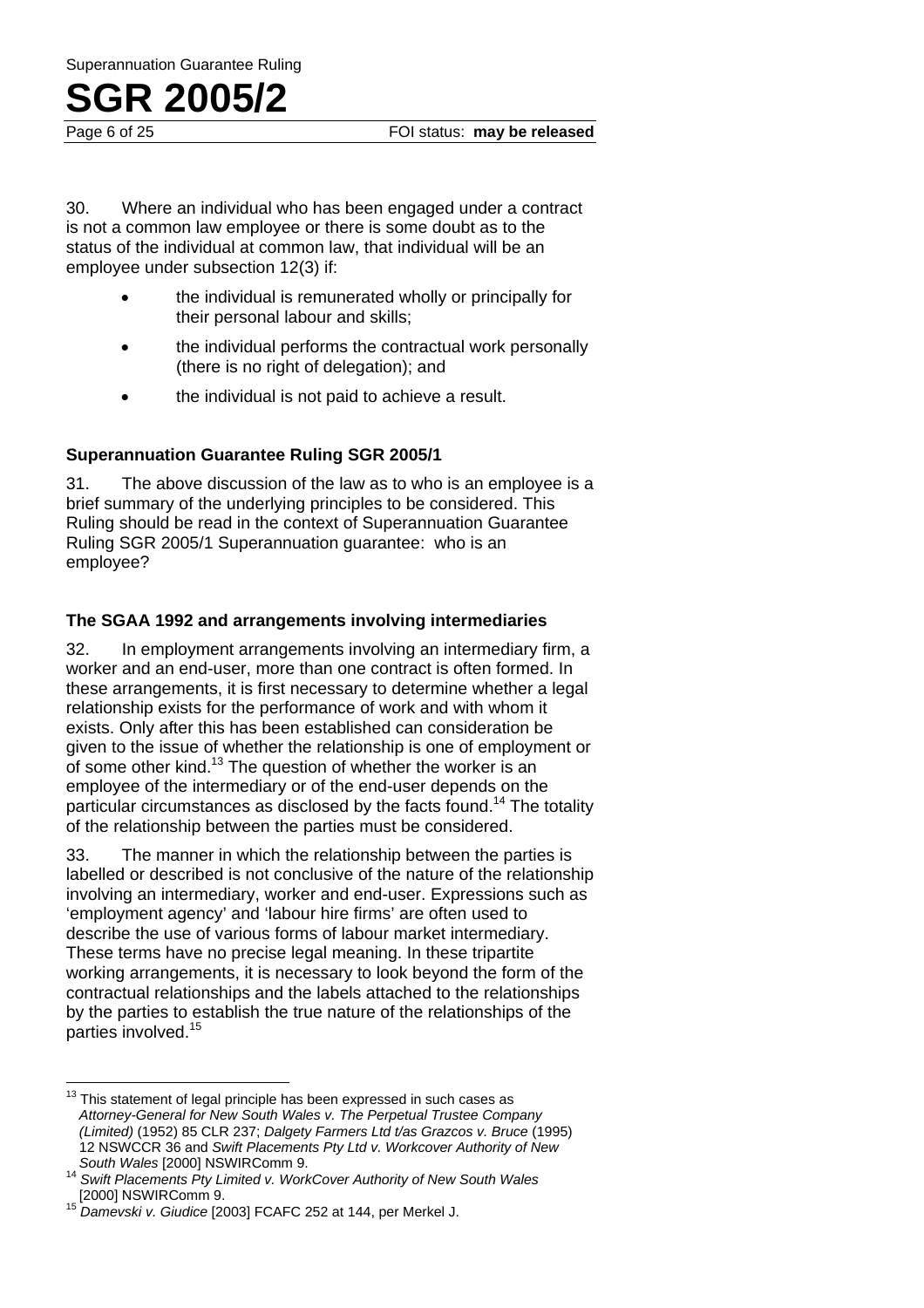30. Where an individual who has been engaged under a contract is not a common law employee or there is some doubt as to the status of the individual at common law, that individual will be an employee under subsection 12(3) if:

- the individual is remunerated wholly or principally for their personal labour and skills;
- the individual performs the contractual work personally (there is no right of delegation); and
- the individual is not paid to achieve a result.

### Superannuation Guarantee Ruling SGR 2005/1

31. The above discussion of the law as to who is an employee is a brief summary of the underlying principles to be considered. This Ruling should be read in the context of Superannuation Guarantee Ruling SGR 2005/1 Superannuation guarantee: who is an employee?

### The SGAA 1992 and arrangements involving intermediaries

32. In employment arrangements involving an intermediary firm, a worker and an end-user, more than one contract is often formed. In these arrangements, it is first necessary to determine whether a legal relationship exists for the performance of work and with whom it exists. Only after this has been established can consideration be given to the issue of whether the relationship is one of employment or of some other kind.[13] The question of whether the worker is an employee of the intermediary or of the end-user depends on the particular circumstances as disclosed by the facts found.[14] The totality of the relationship between the parties must be considered.

33. The manner in which the relationship between the parties is labelled or described is not conclusive of the nature of the relationship involving an intermediary, worker and end-user. Expressions such as 'employment agency' and 'labour hire firms' are often used to describe the use of various forms of labour market intermediary. These terms have no precise legal meaning. In these tripartite working arrangements, it is necessary to look beyond the form of the contractual relationships and the labels attached to the relationships by the parties to establish the true nature of the relationships of the parties involved.[15]

---

[13] This statement of legal principle has been expressed in such cases as *Attorney-General for New South Wales v. The Perpetual Trustee Company (Limited)* (1952) 85 CLR 237; *Dalgety Farmers Ltd t/as Grazcos v. Bruce* (1995) 12 NSWCCR 36 and *Swift Placements Pty Ltd v. Workcover Authority of New South Wales* [2000] NSWIRComm 9.

[14] *Swift Placements Pty Limited v. WorkCover Authority of New South Wales* [2000] NSWIRComm 9.

[15] *Damevski v. Giudice* [2003] FCAFC 252 at 144, per Merkel J.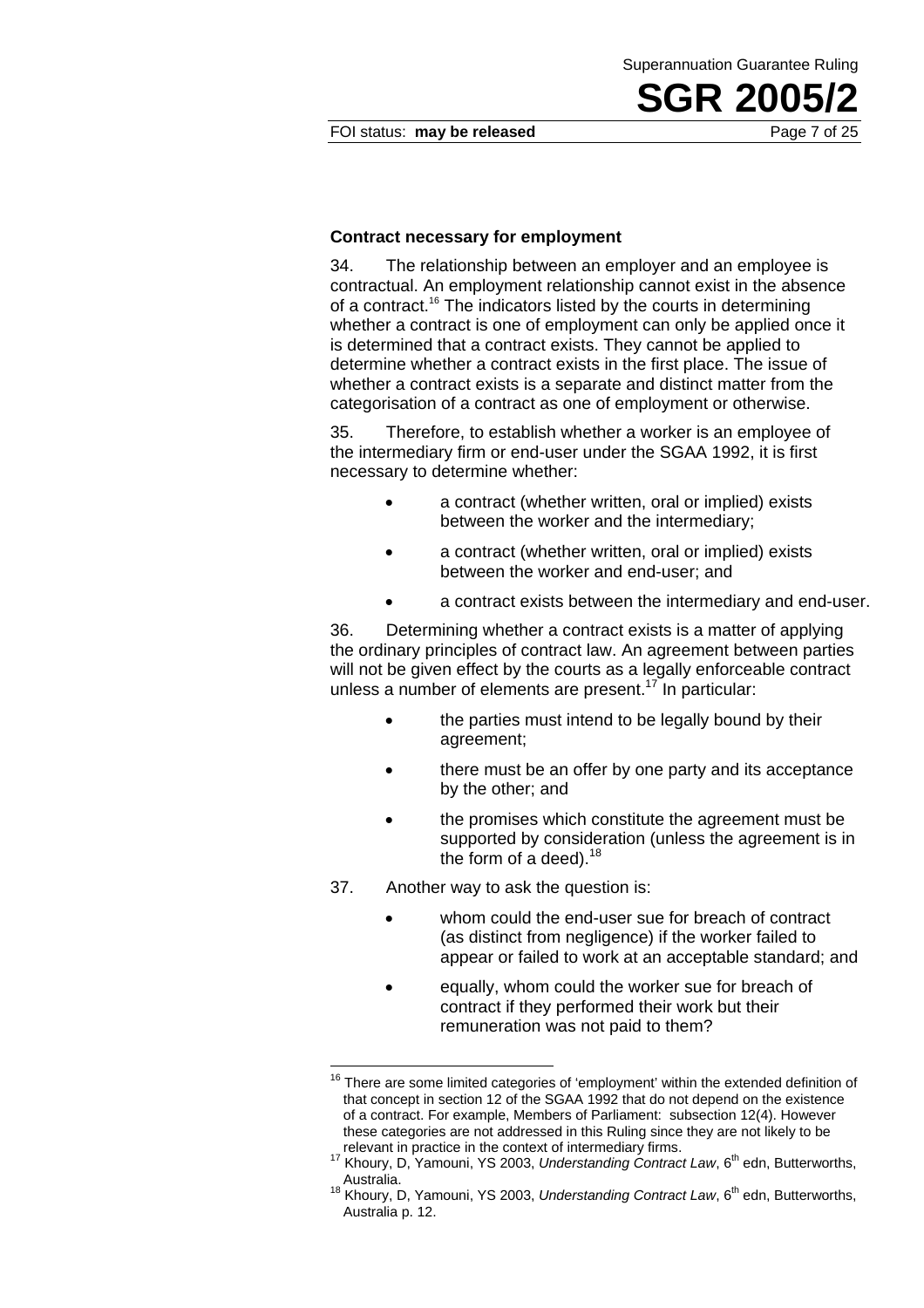### Contract necessary for employment

34. The relationship between an employer and an employee is contractual. An employment relationship cannot exist in the absence of a contract.[16] The indicators listed by the courts in determining whether a contract is one of employment can only be applied once it is determined that a contract exists. They cannot be applied to determine whether a contract exists in the first place. The issue of whether a contract exists is a separate and distinct matter from the categorisation of a contract as one of employment or otherwise.

35. Therefore, to establish whether a worker is an employee of the intermediary firm or end-user under the SGAA 1992, it is first necessary to determine whether:

- a contract (whether written, oral or implied) exists between the worker and the intermediary;
- a contract (whether written, oral or implied) exists between the worker and end-user; and
- a contract exists between the intermediary and end-user.

36. Determining whether a contract exists is a matter of applying the ordinary principles of contract law. An agreement between parties will not be given effect by the courts as a legally enforceable contract unless a number of elements are present.[17] In particular:

- the parties must intend to be legally bound by their agreement;
- there must be an offer by one party and its acceptance by the other; and
- the promises which constitute the agreement must be supported by consideration (unless the agreement is in the form of a deed).[18]

37. Another way to ask the question is:

- whom could the end-user sue for breach of contract (as distinct from negligence) if the worker failed to appear or failed to work at an acceptable standard; and
- equally, whom could the worker sue for breach of contract if they performed their work but their remuneration was not paid to them?

---

[16] There are some limited categories of 'employment' within the extended definition of that concept in section 12 of the SGAA 1992 that do not depend on the existence of a contract. For example, Members of Parliament: subsection 12(4). However these categories are not addressed in this Ruling since they are not likely to be relevant in practice in the context of intermediary firms.

[17] Khoury, D, Yamouni, YS 2003, *Understanding Contract Law*, 6th edn, Butterworths, Australia.

[18] Khoury, D, Yamouni, YS 2003, *Understanding Contract Law*, 6th edn, Butterworths, Australia p. 12.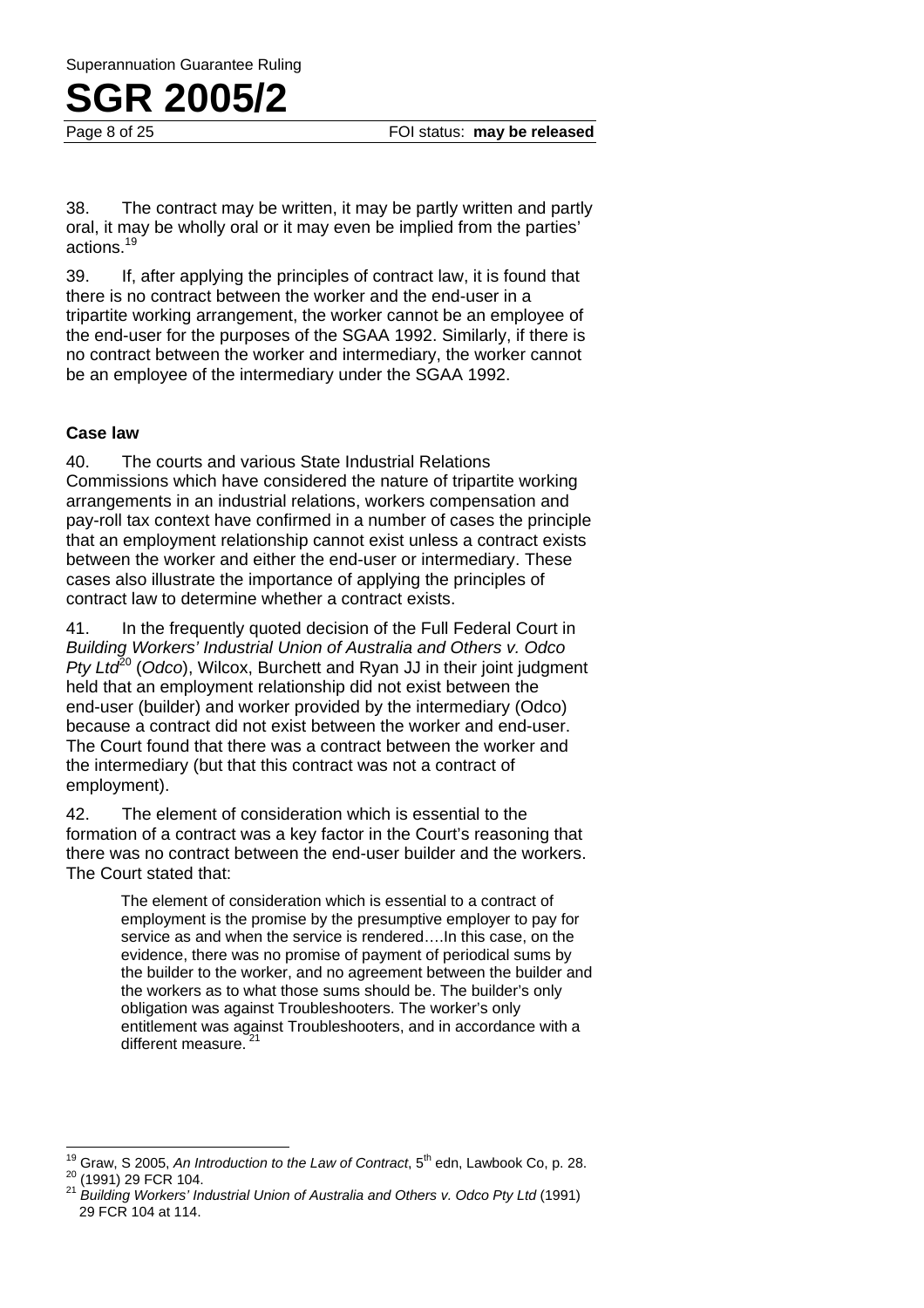38. The contract may be written, it may be partly written and partly oral, it may be wholly oral or it may even be implied from the parties' actions.[19]

39. If, after applying the principles of contract law, it is found that there is no contract between the worker and the end-user in a tripartite working arrangement, the worker cannot be an employee of the end-user for the purposes of the SGAA 1992. Similarly, if there is no contract between the worker and intermediary, the worker cannot be an employee of the intermediary under the SGAA 1992.

### Case law

40. The courts and various State Industrial Relations Commissions which have considered the nature of tripartite working arrangements in an industrial relations, workers compensation and pay-roll tax context have confirmed in a number of cases the principle that an employment relationship cannot exist unless a contract exists between the worker and either the end-user or intermediary. These cases also illustrate the importance of applying the principles of contract law to determine whether a contract exists.

41. In the frequently quoted decision of the Full Federal Court in *Building Workers' Industrial Union of Australia and Others v. Odco Pty Ltd*[20] (*Odco*), Wilcox, Burchett and Ryan JJ in their joint judgment held that an employment relationship did not exist between the end-user (builder) and worker provided by the intermediary (Odco) because a contract did not exist between the worker and end-user. The Court found that there was a contract between the worker and the intermediary (but that this contract was not a contract of employment).

42. The element of consideration which is essential to the formation of a contract was a key factor in the Court's reasoning that there was no contract between the end-user builder and the workers. The Court stated that:

> The element of consideration which is essential to a contract of employment is the promise by the presumptive employer to pay for service as and when the service is rendered….In this case, on the evidence, there was no promise of payment of periodical sums by the builder to the worker, and no agreement between the builder and the workers as to what those sums should be. The builder's only obligation was against Troubleshooters. The worker's only entitlement was against Troubleshooters, and in accordance with a different measure.[21]

---

[19] Graw, S 2005, *An Introduction to the Law of Contract*, 5th edn, Lawbook Co, p. 28.

[20] (1991) 29 FCR 104.

[21] *Building Workers' Industrial Union of Australia and Others v. Odco Pty Ltd* (1991) 29 FCR 104 at 114.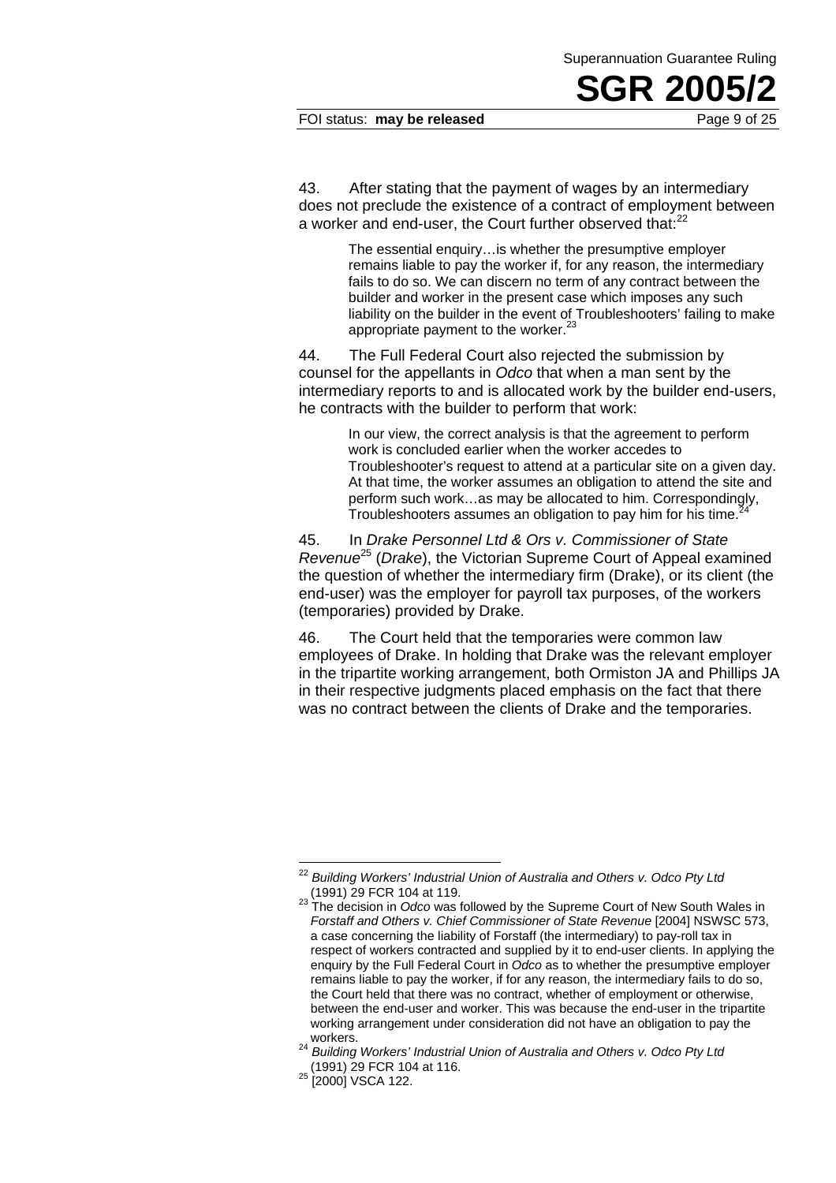43. After stating that the payment of wages by an intermediary does not preclude the existence of a contract of employment between a worker and end-user, the Court further observed that:[22]

> The essential enquiry…is whether the presumptive employer remains liable to pay the worker if, for any reason, the intermediary fails to do so. We can discern no term of any contract between the builder and worker in the present case which imposes any such liability on the builder in the event of Troubleshooters' failing to make appropriate payment to the worker.[23]

44. The Full Federal Court also rejected the submission by counsel for the appellants in *Odco* that when a man sent by the intermediary reports to and is allocated work by the builder end-users, he contracts with the builder to perform that work:

> In our view, the correct analysis is that the agreement to perform work is concluded earlier when the worker accedes to Troubleshooter's request to attend at a particular site on a given day. At that time, the worker assumes an obligation to attend the site and perform such work…as may be allocated to him. Correspondingly, Troubleshooters assumes an obligation to pay him for his time.[24]

45. In *Drake Personnel Ltd & Ors v. Commissioner of State Revenue*[25] (*Drake*), the Victorian Supreme Court of Appeal examined the question of whether the intermediary firm (Drake), or its client (the end-user) was the employer for payroll tax purposes, of the workers (temporaries) provided by Drake.

46. The Court held that the temporaries were common law employees of Drake. In holding that Drake was the relevant employer in the tripartite working arrangement, both Ormiston JA and Phillips JA in their respective judgments placed emphasis on the fact that there was no contract between the clients of Drake and the temporaries.

---

[22] *Building Workers' Industrial Union of Australia and Others v. Odco Pty Ltd* (1991) 29 FCR 104 at 119.

[23] The decision in *Odco* was followed by the Supreme Court of New South Wales in *Forstaff and Others v. Chief Commissioner of State Revenue* [2004] NSWSC 573, a case concerning the liability of Forstaff (the intermediary) to pay-roll tax in respect of workers contracted and supplied by it to end-user clients. In applying the enquiry by the Full Federal Court in *Odco* as to whether the presumptive employer remains liable to pay the worker, if for any reason, the intermediary fails to do so, the Court held that there was no contract, whether of employment or otherwise, between the end-user and worker. This was because the end-user in the tripartite working arrangement under consideration did not have an obligation to pay the workers.

[24] *Building Workers' Industrial Union of Australia and Others v. Odco Pty Ltd* (1991) 29 FCR 104 at 116.

[25] [2000] VSCA 122.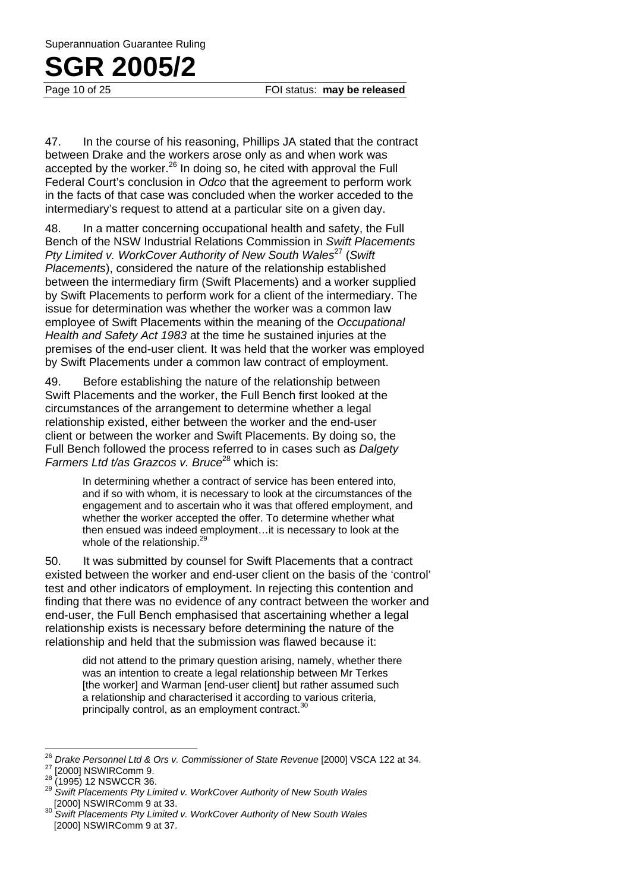47. In the course of his reasoning, Phillips JA stated that the contract between Drake and the workers arose only as and when work was accepted by the worker.[26] In doing so, he cited with approval the Full Federal Court's conclusion in *Odco* that the agreement to perform work in the facts of that case was concluded when the worker acceded to the intermediary's request to attend at a particular site on a given day.

48. In a matter concerning occupational health and safety, the Full Bench of the NSW Industrial Relations Commission in *Swift Placements Pty Limited v. WorkCover Authority of New South Wales*[27] (*Swift Placements*), considered the nature of the relationship established between the intermediary firm (Swift Placements) and a worker supplied by Swift Placements to perform work for a client of the intermediary. The issue for determination was whether the worker was a common law employee of Swift Placements within the meaning of the *Occupational Health and Safety Act 1983* at the time he sustained injuries at the premises of the end-user client. It was held that the worker was employed by Swift Placements under a common law contract of employment.

49. Before establishing the nature of the relationship between Swift Placements and the worker, the Full Bench first looked at the circumstances of the arrangement to determine whether a legal relationship existed, either between the worker and the end-user client or between the worker and Swift Placements. By doing so, the Full Bench followed the process referred to in cases such as *Dalgety Farmers Ltd t/as Grazcos v. Bruce*[28] which is:

> In determining whether a contract of service has been entered into, and if so with whom, it is necessary to look at the circumstances of the engagement and to ascertain who it was that offered employment, and whether the worker accepted the offer. To determine whether what then ensued was indeed employment…it is necessary to look at the whole of the relationship.[29]

50. It was submitted by counsel for Swift Placements that a contract existed between the worker and end-user client on the basis of the 'control' test and other indicators of employment. In rejecting this contention and finding that there was no evidence of any contract between the worker and end-user, the Full Bench emphasised that ascertaining whether a legal relationship exists is necessary before determining the nature of the relationship and held that the submission was flawed because it:

> did not attend to the primary question arising, namely, whether there was an intention to create a legal relationship between Mr Terkes [the worker] and Warman [end-user client] but rather assumed such a relationship and characterised it according to various criteria, principally control, as an employment contract.[30]

---

[26] *Drake Personnel Ltd & Ors v. Commissioner of State Revenue* [2000] VSCA 122 at 34.

[27] [2000] NSWIRComm 9.

[28] (1995) 12 NSWCCR 36.

[29] *Swift Placements Pty Limited v. WorkCover Authority of New South Wales* [2000] NSWIRComm 9 at 33.

[30] *Swift Placements Pty Limited v. WorkCover Authority of New South Wales* [2000] NSWIRComm 9 at 37.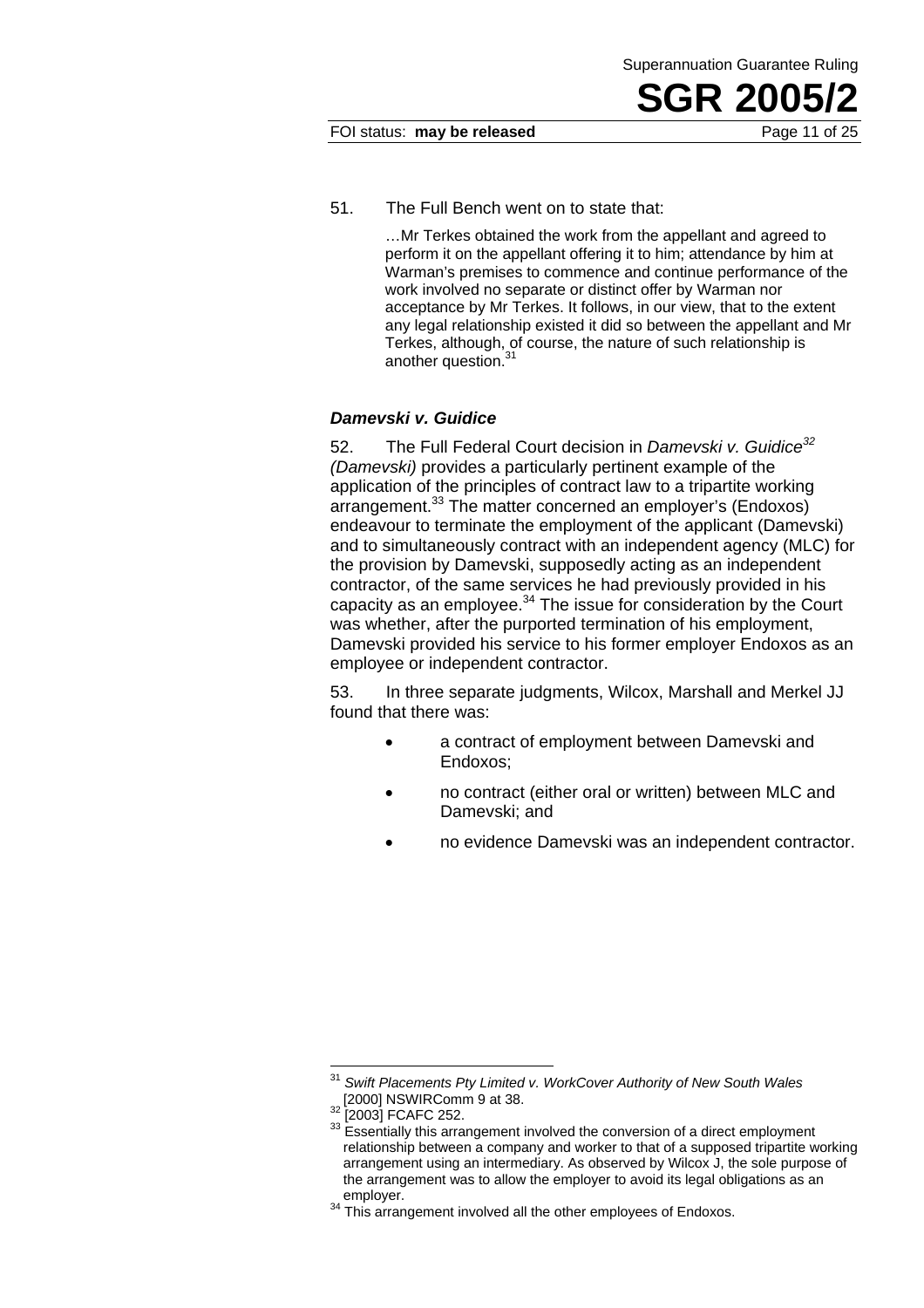51. The Full Bench went on to state that:

> …Mr Terkes obtained the work from the appellant and agreed to perform it on the appellant offering it to him; attendance by him at Warman's premises to commence and continue performance of the work involved no separate or distinct offer by Warman nor acceptance by Mr Terkes. It follows, in our view, that to the extent any legal relationship existed it did so between the appellant and Mr Terkes, although, of course, the nature of such relationship is another question.[31]

### *Damevski v. Guidice*

52. The Full Federal Court decision in *Damevski v. Guidice*[32] *(Damevski)* provides a particularly pertinent example of the application of the principles of contract law to a tripartite working arrangement.[33] The matter concerned an employer's (Endoxos) endeavour to terminate the employment of the applicant (Damevski) and to simultaneously contract with an independent agency (MLC) for the provision by Damevski, supposedly acting as an independent contractor, of the same services he had previously provided in his capacity as an employee.[34] The issue for consideration by the Court was whether, after the purported termination of his employment, Damevski provided his service to his former employer Endoxos as an employee or independent contractor.

53. In three separate judgments, Wilcox, Marshall and Merkel JJ found that there was:

- a contract of employment between Damevski and Endoxos;
- no contract (either oral or written) between MLC and Damevski; and
- no evidence Damevski was an independent contractor.

---

[31] *Swift Placements Pty Limited v. WorkCover Authority of New South Wales* [2000] NSWIRComm 9 at 38.

[32] [2003] FCAFC 252.

[33] Essentially this arrangement involved the conversion of a direct employment relationship between a company and worker to that of a supposed tripartite working arrangement using an intermediary. As observed by Wilcox J, the sole purpose of the arrangement was to allow the employer to avoid its legal obligations as an employer.

[34] This arrangement involved all the other employees of Endoxos.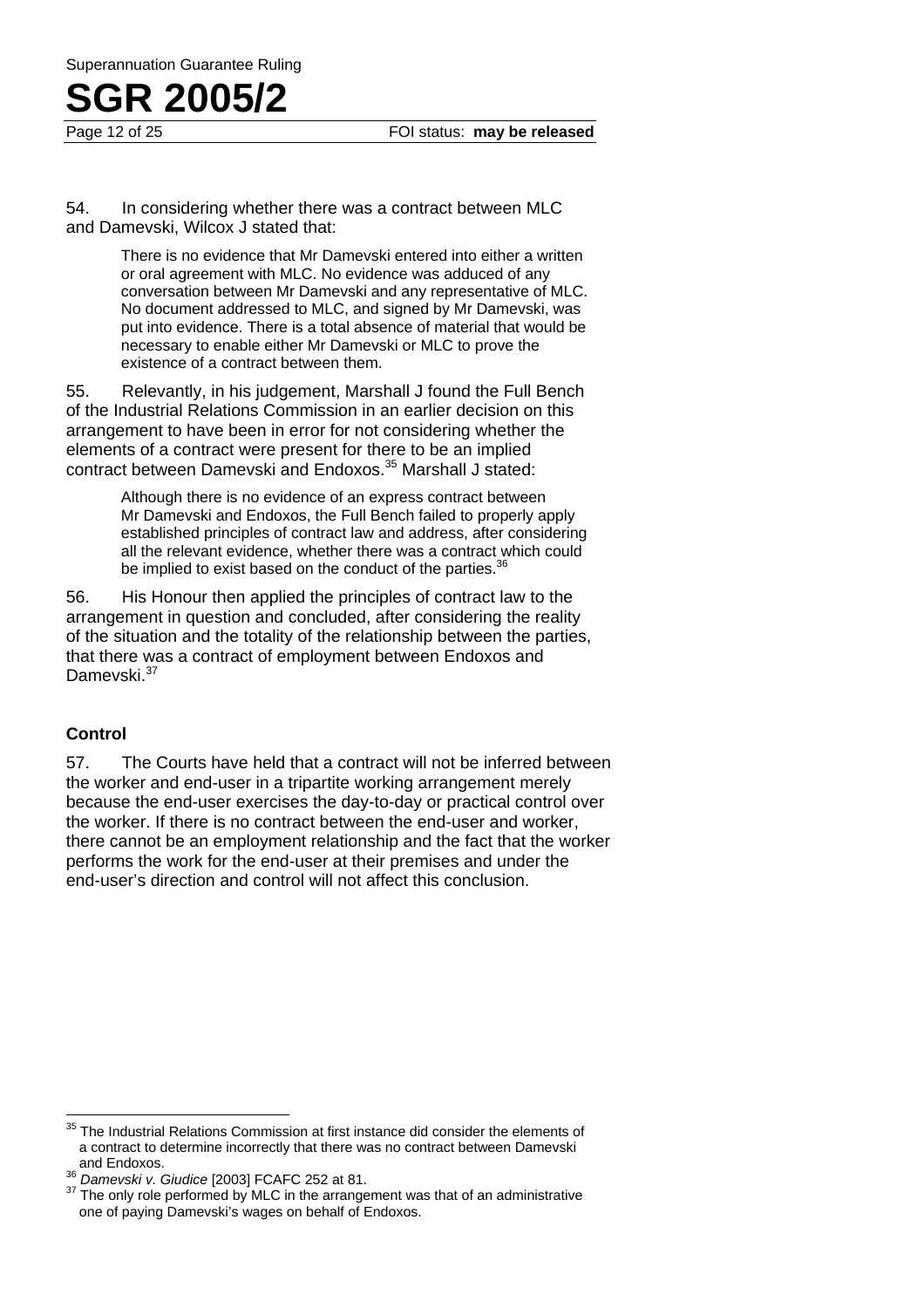54. In considering whether there was a contract between MLC and Damevski, Wilcox J stated that:

> There is no evidence that Mr Damevski entered into either a written or oral agreement with MLC. No evidence was adduced of any conversation between Mr Damevski and any representative of MLC. No document addressed to MLC, and signed by Mr Damevski, was put into evidence. There is a total absence of material that would be necessary to enable either Mr Damevski or MLC to prove the existence of a contract between them.

55. Relevantly, in his judgement, Marshall J found the Full Bench of the Industrial Relations Commission in an earlier decision on this arrangement to have been in error for not considering whether the elements of a contract were present for there to be an implied contract between Damevski and Endoxos.[35] Marshall J stated:

> Although there is no evidence of an express contract between Mr Damevski and Endoxos, the Full Bench failed to properly apply established principles of contract law and address, after considering all the relevant evidence, whether there was a contract which could be implied to exist based on the conduct of the parties.[36]

56. His Honour then applied the principles of contract law to the arrangement in question and concluded, after considering the reality of the situation and the totality of the relationship between the parties, that there was a contract of employment between Endoxos and Damevski.[37]

### Control

57. The Courts have held that a contract will not be inferred between the worker and end-user in a tripartite working arrangement merely because the end-user exercises the day-to-day or practical control over the worker. If there is no contract between the end-user and worker, there cannot be an employment relationship and the fact that the worker performs the work for the end-user at their premises and under the end-user's direction and control will not affect this conclusion.

---

[35] The Industrial Relations Commission at first instance did consider the elements of a contract to determine incorrectly that there was no contract between Damevski and Endoxos.

[36] *Damevski v. Giudice* [2003] FCAFC 252 at 81.

[37] The only role performed by MLC in the arrangement was that of an administrative one of paying Damevski's wages on behalf of Endoxos.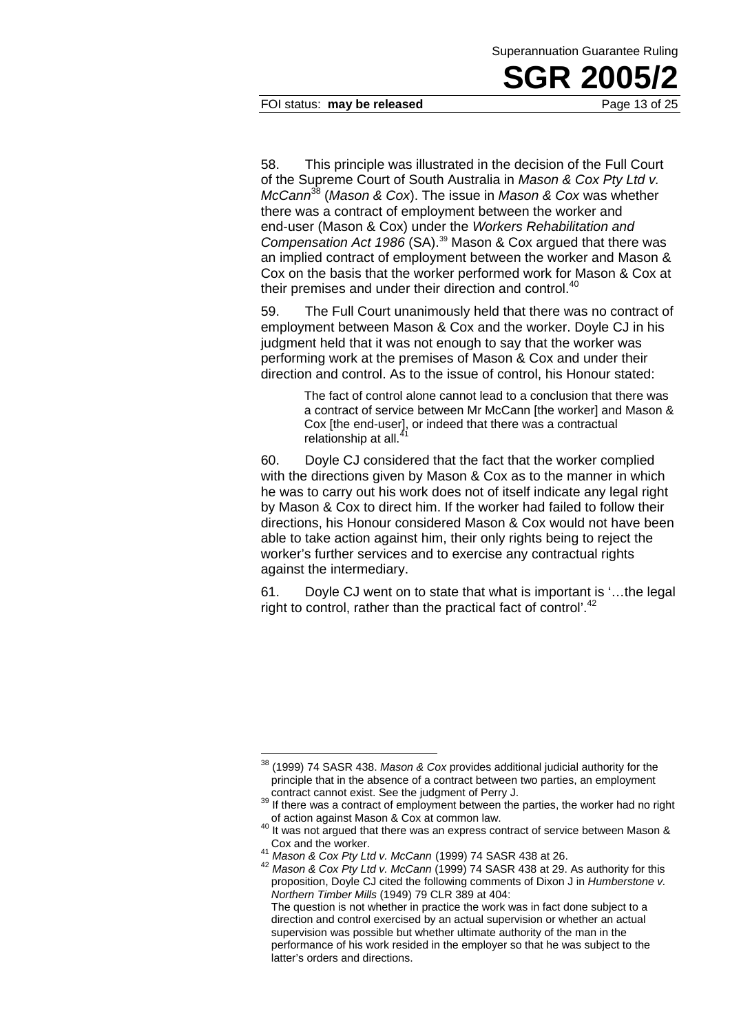58. This principle was illustrated in the decision of the Full Court of the Supreme Court of South Australia in *Mason & Cox Pty Ltd v. McCann*[38] (*Mason & Cox*). The issue in *Mason & Cox* was whether there was a contract of employment between the worker and end-user (Mason & Cox) under the *Workers Rehabilitation and Compensation Act 1986* (SA).[39] Mason & Cox argued that there was an implied contract of employment between the worker and Mason & Cox on the basis that the worker performed work for Mason & Cox at their premises and under their direction and control.[40]

59. The Full Court unanimously held that there was no contract of employment between Mason & Cox and the worker. Doyle CJ in his judgment held that it was not enough to say that the worker was performing work at the premises of Mason & Cox and under their direction and control. As to the issue of control, his Honour stated:

> The fact of control alone cannot lead to a conclusion that there was a contract of service between Mr McCann [the worker] and Mason & Cox [the end-user], or indeed that there was a contractual relationship at all.[41]

60. Doyle CJ considered that the fact that the worker complied with the directions given by Mason & Cox as to the manner in which he was to carry out his work does not of itself indicate any legal right by Mason & Cox to direct him. If the worker had failed to follow their directions, his Honour considered Mason & Cox would not have been able to take action against him, their only rights being to reject the worker's further services and to exercise any contractual rights against the intermediary.

61. Doyle CJ went on to state that what is important is '…the legal right to control, rather than the practical fact of control'.[42]

---

[38] (1999) 74 SASR 438. *Mason & Cox* provides additional judicial authority for the principle that in the absence of a contract between two parties, an employment contract cannot exist. See the judgment of Perry J.

[39] If there was a contract of employment between the parties, the worker had no right of action against Mason & Cox at common law.

[40] It was not argued that there was an express contract of service between Mason & Cox and the worker.

[41] *Mason & Cox Pty Ltd v. McCann* (1999) 74 SASR 438 at 26.

[42] *Mason & Cox Pty Ltd v. McCann* (1999) 74 SASR 438 at 29. As authority for this proposition, Doyle CJ cited the following comments of Dixon J in *Humberstone v. Northern Timber Mills* (1949) 79 CLR 389 at 404:

The question is not whether in practice the work was in fact done subject to a direction and control exercised by an actual supervision or whether an actual supervision was possible but whether ultimate authority of the man in the performance of his work resided in the employer so that he was subject to the latter's orders and directions.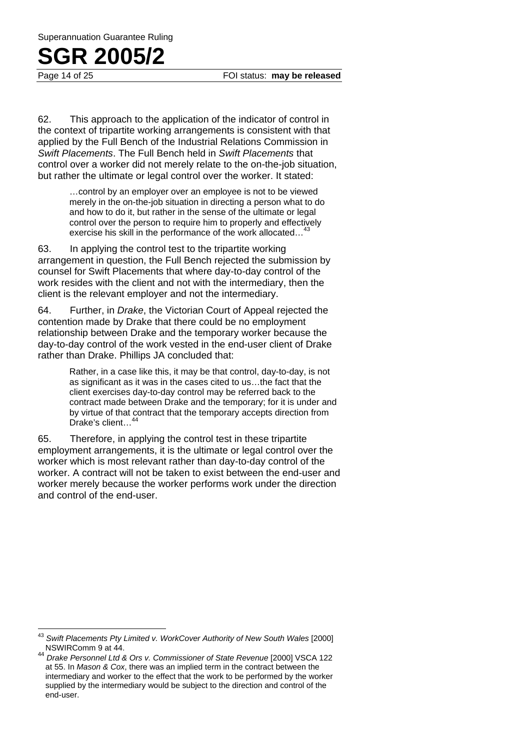62. This approach to the application of the indicator of control in the context of tripartite working arrangements is consistent with that applied by the Full Bench of the Industrial Relations Commission in *Swift Placements*. The Full Bench held in *Swift Placements* that control over a worker did not merely relate to the on-the-job situation, but rather the ultimate or legal control over the worker. It stated:

> …control by an employer over an employee is not to be viewed merely in the on-the-job situation in directing a person what to do and how to do it, but rather in the sense of the ultimate or legal control over the person to require him to properly and effectively exercise his skill in the performance of the work allocated…[43]

63. In applying the control test to the tripartite working arrangement in question, the Full Bench rejected the submission by counsel for Swift Placements that where day-to-day control of the work resides with the client and not with the intermediary, then the client is the relevant employer and not the intermediary.

64. Further, in *Drake*, the Victorian Court of Appeal rejected the contention made by Drake that there could be no employment relationship between Drake and the temporary worker because the day-to-day control of the work vested in the end-user client of Drake rather than Drake. Phillips JA concluded that:

> Rather, in a case like this, it may be that control, day-to-day, is not as significant as it was in the cases cited to us…the fact that the client exercises day-to-day control may be referred back to the contract made between Drake and the temporary; for it is under and by virtue of that contract that the temporary accepts direction from Drake's client…[44]

65. Therefore, in applying the control test in these tripartite employment arrangements, it is the ultimate or legal control over the worker which is most relevant rather than day-to-day control of the worker. A contract will not be taken to exist between the end-user and worker merely because the worker performs work under the direction and control of the end-user.

---

[43] *Swift Placements Pty Limited v. WorkCover Authority of New South Wales* [2000] NSWIRComm 9 at 44.

[44] *Drake Personnel Ltd & Ors v. Commissioner of State Revenue* [2000] VSCA 122 at 55. In *Mason & Cox*, there was an implied term in the contract between the intermediary and worker to the effect that the work to be performed by the worker supplied by the intermediary would be subject to the direction and control of the end-user.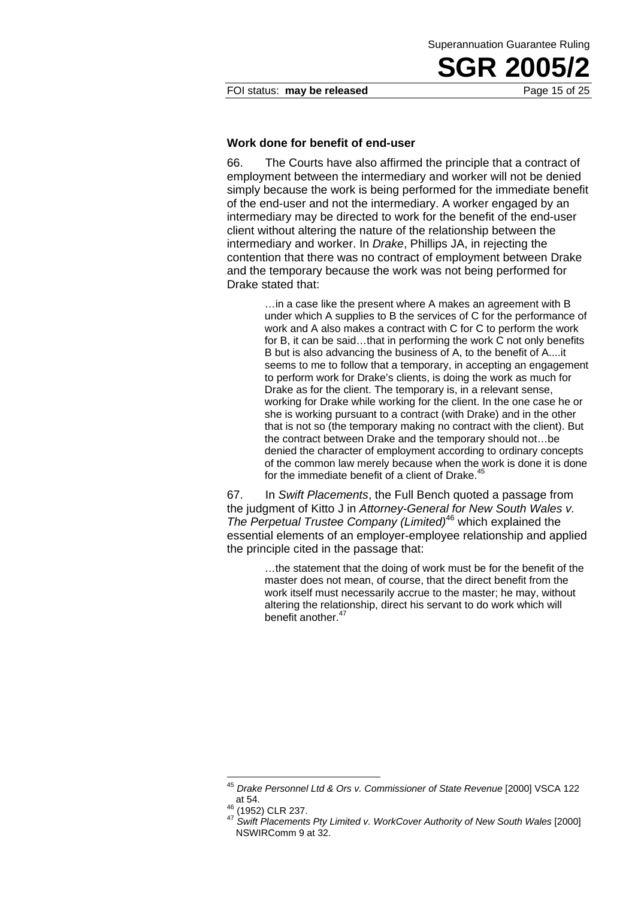### Work done for benefit of end-user

66. The Courts have also affirmed the principle that a contract of employment between the intermediary and worker will not be denied simply because the work is being performed for the immediate benefit of the end-user and not the intermediary. A worker engaged by an intermediary may be directed to work for the benefit of the end-user client without altering the nature of the relationship between the intermediary and worker. In *Drake*, Phillips JA, in rejecting the contention that there was no contract of employment between Drake and the temporary because the work was not being performed for Drake stated that:

> …in a case like the present where A makes an agreement with B under which A supplies to B the services of C for the performance of work and A also makes a contract with C for C to perform the work for B, it can be said…that in performing the work C not only benefits B but is also advancing the business of A, to the benefit of A....it seems to me to follow that a temporary, in accepting an engagement to perform work for Drake's clients, is doing the work as much for Drake as for the client. The temporary is, in a relevant sense, working for Drake while working for the client. In the one case he or she is working pursuant to a contract (with Drake) and in the other that is not so (the temporary making no contract with the client). But the contract between Drake and the temporary should not…be denied the character of employment according to ordinary concepts of the common law merely because when the work is done it is done for the immediate benefit of a client of Drake.[45]

67. In *Swift Placements*, the Full Bench quoted a passage from the judgment of Kitto J in *Attorney-General for New South Wales v. The Perpetual Trustee Company (Limited)*[46] which explained the essential elements of an employer-employee relationship and applied the principle cited in the passage that:

> …the statement that the doing of work must be for the benefit of the master does not mean, of course, that the direct benefit from the work itself must necessarily accrue to the master; he may, without altering the relationship, direct his servant to do work which will benefit another.[47]

---

[45] *Drake Personnel Ltd & Ors v. Commissioner of State Revenue* [2000] VSCA 122 at 54.

[46] (1952) CLR 237.

[47] *Swift Placements Pty Limited v. WorkCover Authority of New South Wales* [2000] NSWIRComm 9 at 32.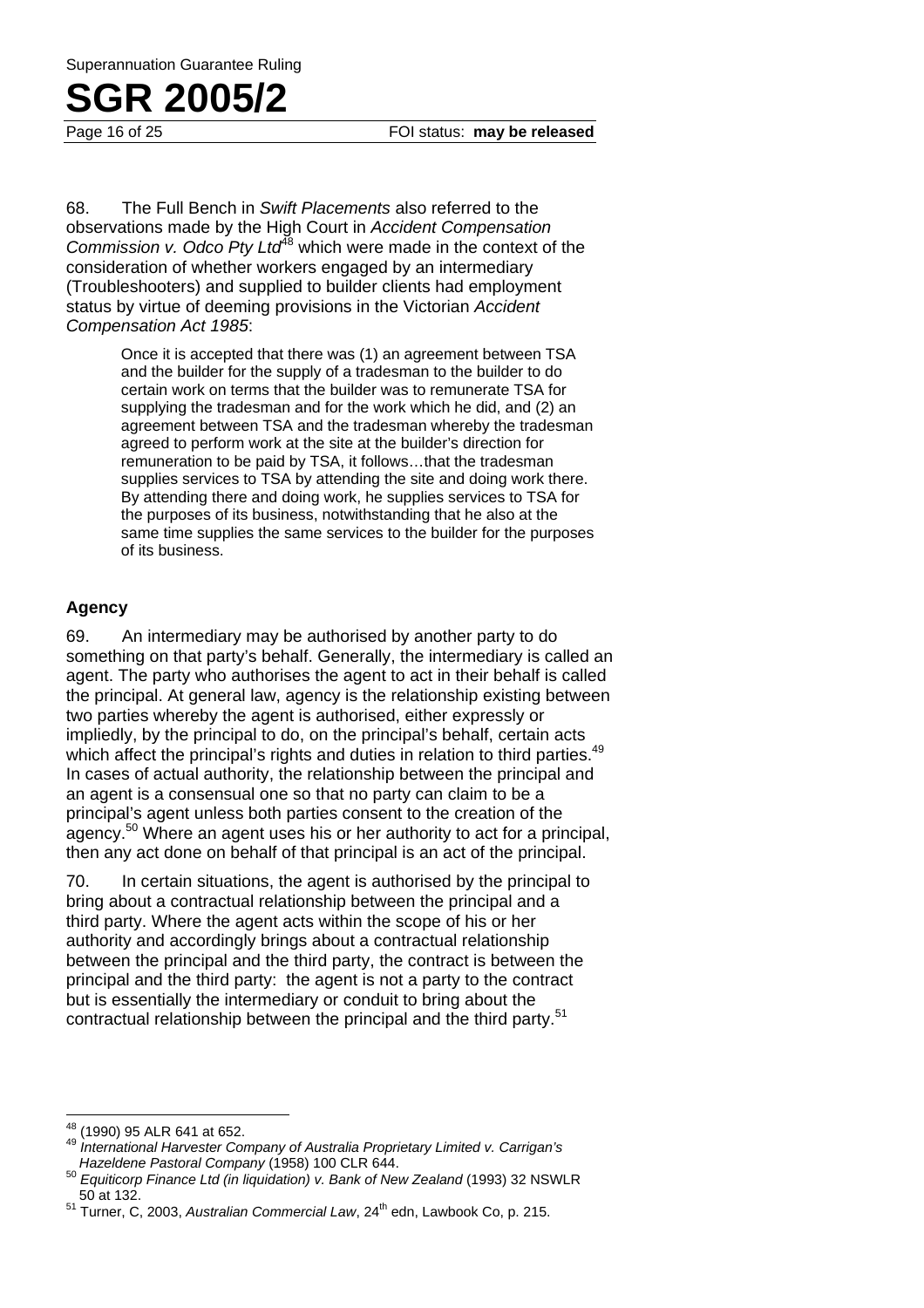68. The Full Bench in *Swift Placements* also referred to the observations made by the High Court in *Accident Compensation Commission v. Odco Pty Ltd*[48] which were made in the context of the consideration of whether workers engaged by an intermediary (Troubleshooters) and supplied to builder clients had employment status by virtue of deeming provisions in the Victorian *Accident Compensation Act 1985*:

> Once it is accepted that there was (1) an agreement between TSA and the builder for the supply of a tradesman to the builder to do certain work on terms that the builder was to remunerate TSA for supplying the tradesman and for the work which he did, and (2) an agreement between TSA and the tradesman whereby the tradesman agreed to perform work at the site at the builder's direction for remuneration to be paid by TSA, it follows…that the tradesman supplies services to TSA by attending the site and doing work there. By attending there and doing work, he supplies services to TSA for the purposes of its business, notwithstanding that he also at the same time supplies the same services to the builder for the purposes of its business.

### Agency

69. An intermediary may be authorised by another party to do something on that party's behalf. Generally, the intermediary is called an agent. The party who authorises the agent to act in their behalf is called the principal. At general law, agency is the relationship existing between two parties whereby the agent is authorised, either expressly or impliedly, by the principal to do, on the principal's behalf, certain acts which affect the principal's rights and duties in relation to third parties.[49] In cases of actual authority, the relationship between the principal and an agent is a consensual one so that no party can claim to be a principal's agent unless both parties consent to the creation of the agency.[50] Where an agent uses his or her authority to act for a principal, then any act done on behalf of that principal is an act of the principal.

70. In certain situations, the agent is authorised by the principal to bring about a contractual relationship between the principal and a third party. Where the agent acts within the scope of his or her authority and accordingly brings about a contractual relationship between the principal and the third party, the contract is between the principal and the third party: the agent is not a party to the contract but is essentially the intermediary or conduit to bring about the contractual relationship between the principal and the third party.[51]

---

[48] (1990) 95 ALR 641 at 652.

[49] *International Harvester Company of Australia Proprietary Limited v. Carrigan's Hazeldene Pastoral Company* (1958) 100 CLR 644.

[50] *Equiticorp Finance Ltd (in liquidation) v. Bank of New Zealand* (1993) 32 NSWLR 50 at 132.

[51] Turner, C, 2003, *Australian Commercial Law*, 24th edn, Lawbook Co, p. 215.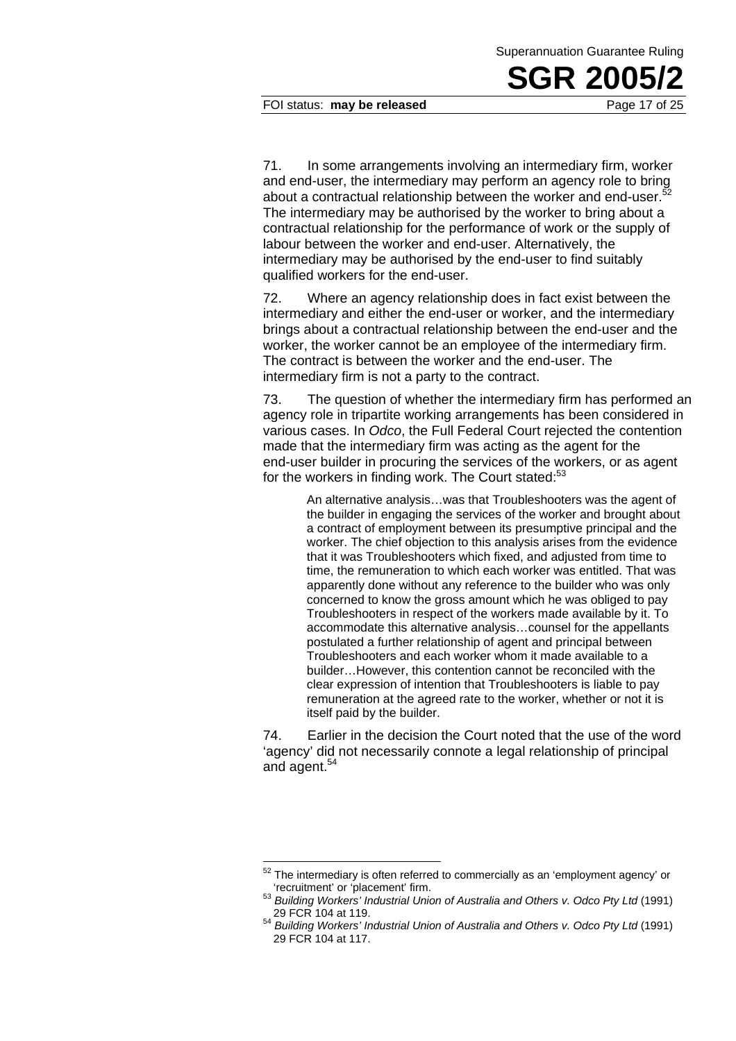71. In some arrangements involving an intermediary firm, worker and end-user, the intermediary may perform an agency role to bring about a contractual relationship between the worker and end-user.[52] The intermediary may be authorised by the worker to bring about a contractual relationship for the performance of work or the supply of labour between the worker and end-user. Alternatively, the intermediary may be authorised by the end-user to find suitably qualified workers for the end-user.

72. Where an agency relationship does in fact exist between the intermediary and either the end-user or worker, and the intermediary brings about a contractual relationship between the end-user and the worker, the worker cannot be an employee of the intermediary firm. The contract is between the worker and the end-user. The intermediary firm is not a party to the contract.

73. The question of whether the intermediary firm has performed an agency role in tripartite working arrangements has been considered in various cases. In *Odco*, the Full Federal Court rejected the contention made that the intermediary firm was acting as the agent for the end-user builder in procuring the services of the workers, or as agent for the workers in finding work. The Court stated:[53]

> An alternative analysis…was that Troubleshooters was the agent of the builder in engaging the services of the worker and brought about a contract of employment between its presumptive principal and the worker. The chief objection to this analysis arises from the evidence that it was Troubleshooters which fixed, and adjusted from time to time, the remuneration to which each worker was entitled. That was apparently done without any reference to the builder who was only concerned to know the gross amount which he was obliged to pay Troubleshooters in respect of the workers made available by it. To accommodate this alternative analysis…counsel for the appellants postulated a further relationship of agent and principal between Troubleshooters and each worker whom it made available to a builder…However, this contention cannot be reconciled with the clear expression of intention that Troubleshooters is liable to pay remuneration at the agreed rate to the worker, whether or not it is itself paid by the builder.

74. Earlier in the decision the Court noted that the use of the word 'agency' did not necessarily connote a legal relationship of principal and agent.[54]

---

[52] The intermediary is often referred to commercially as an 'employment agency' or 'recruitment' or 'placement' firm.

[53] *Building Workers' Industrial Union of Australia and Others v. Odco Pty Ltd* (1991) 29 FCR 104 at 119.

[54] *Building Workers' Industrial Union of Australia and Others v. Odco Pty Ltd* (1991) 29 FCR 104 at 117.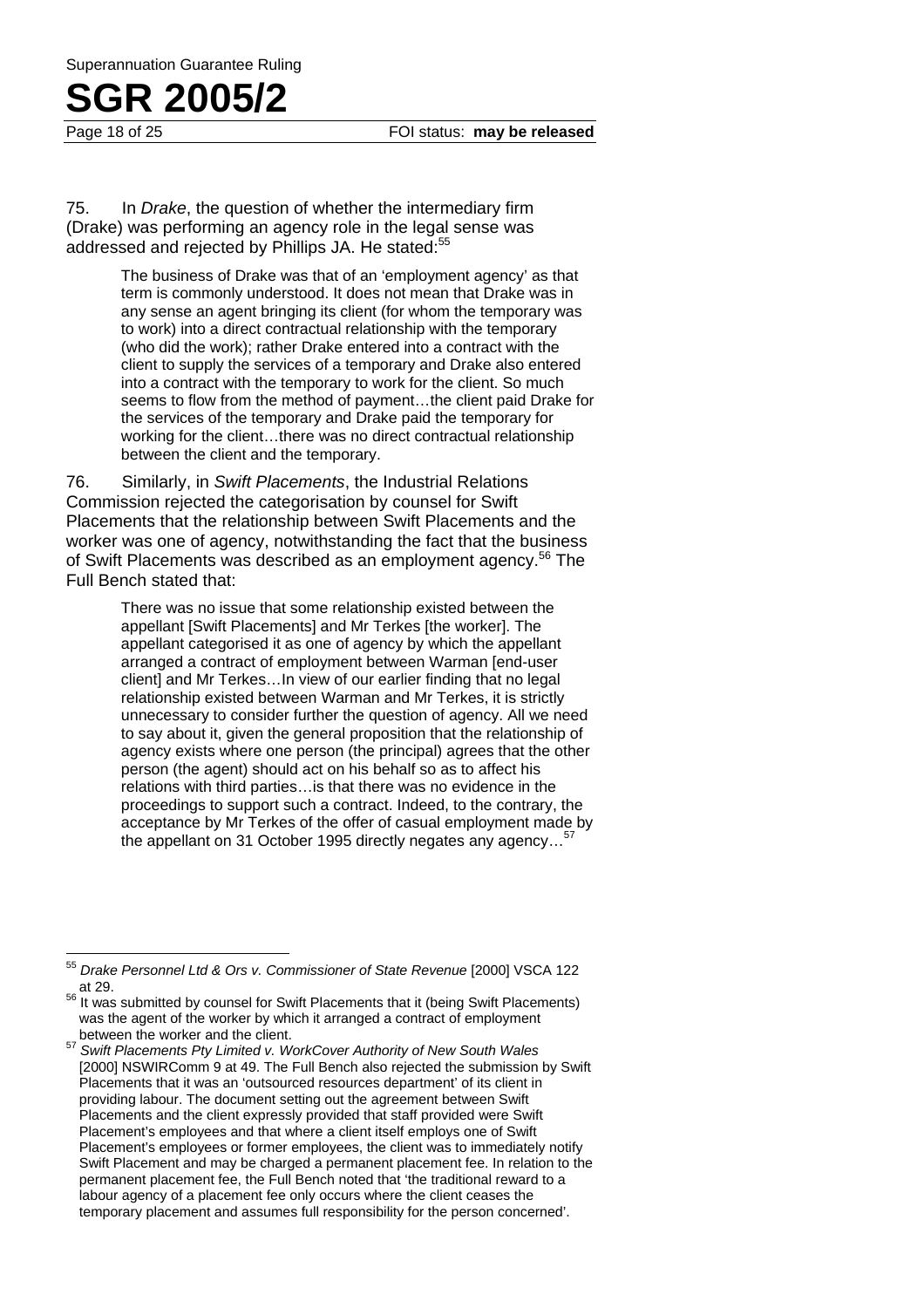75. In *Drake*, the question of whether the intermediary firm (Drake) was performing an agency role in the legal sense was addressed and rejected by Phillips JA. He stated:[55]

> The business of Drake was that of an 'employment agency' as that term is commonly understood. It does not mean that Drake was in any sense an agent bringing its client (for whom the temporary was to work) into a direct contractual relationship with the temporary (who did the work); rather Drake entered into a contract with the client to supply the services of a temporary and Drake also entered into a contract with the temporary to work for the client. So much seems to flow from the method of payment…the client paid Drake for the services of the temporary and Drake paid the temporary for working for the client…there was no direct contractual relationship between the client and the temporary.

76. Similarly, in *Swift Placements*, the Industrial Relations Commission rejected the categorisation by counsel for Swift Placements that the relationship between Swift Placements and the worker was one of agency, notwithstanding the fact that the business of Swift Placements was described as an employment agency.[56] The Full Bench stated that:

> There was no issue that some relationship existed between the appellant [Swift Placements] and Mr Terkes [the worker]. The appellant categorised it as one of agency by which the appellant arranged a contract of employment between Warman [end-user client] and Mr Terkes…In view of our earlier finding that no legal relationship existed between Warman and Mr Terkes, it is strictly unnecessary to consider further the question of agency. All we need to say about it, given the general proposition that the relationship of agency exists where one person (the principal) agrees that the other person (the agent) should act on his behalf so as to affect his relations with third parties…is that there was no evidence in the proceedings to support such a contract. Indeed, to the contrary, the acceptance by Mr Terkes of the offer of casual employment made by the appellant on 31 October 1995 directly negates any agency…[57]

---

[55] *Drake Personnel Ltd & Ors v. Commissioner of State Revenue* [2000] VSCA 122 at 29.

[56] It was submitted by counsel for Swift Placements that it (being Swift Placements) was the agent of the worker by which it arranged a contract of employment between the worker and the client.

[57] *Swift Placements Pty Limited v. WorkCover Authority of New South Wales* [2000] NSWIRComm 9 at 49. The Full Bench also rejected the submission by Swift Placements that it was an 'outsourced resources department' of its client in providing labour. The document setting out the agreement between Swift Placements and the client expressly provided that staff provided were Swift Placement's employees and that where a client itself employs one of Swift Placement's employees or former employees, the client was to immediately notify Swift Placement and may be charged a permanent placement fee. In relation to the permanent placement fee, the Full Bench noted that 'the traditional reward to a labour agency of a placement fee only occurs where the client ceases the temporary placement and assumes full responsibility for the person concerned'.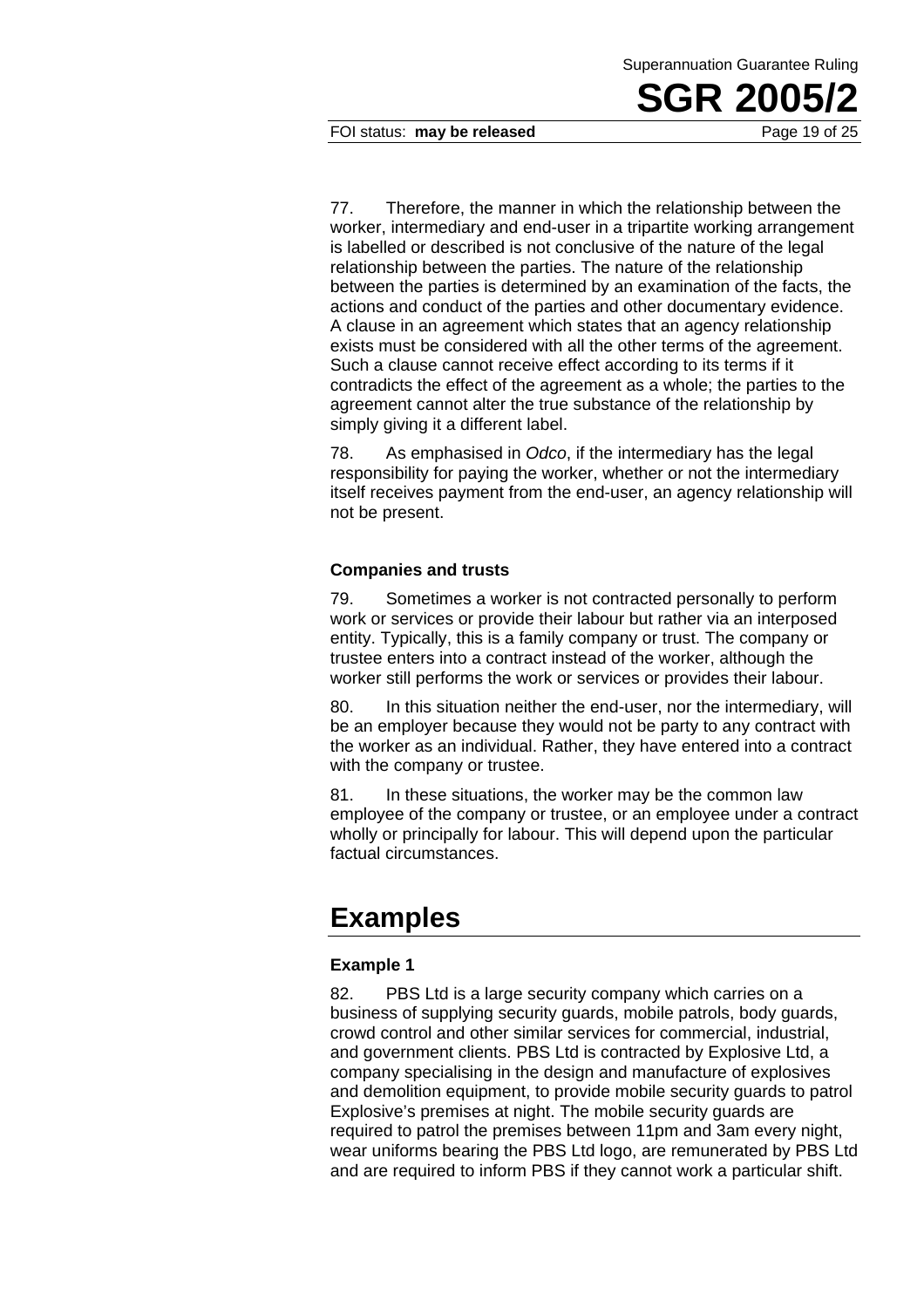77. Therefore, the manner in which the relationship between the worker, intermediary and end-user in a tripartite working arrangement is labelled or described is not conclusive of the nature of the legal relationship between the parties. The nature of the relationship between the parties is determined by an examination of the facts, the actions and conduct of the parties and other documentary evidence. A clause in an agreement which states that an agency relationship exists must be considered with all the other terms of the agreement. Such a clause cannot receive effect according to its terms if it contradicts the effect of the agreement as a whole; the parties to the agreement cannot alter the true substance of the relationship by simply giving it a different label.

78. As emphasised in *Odco*, if the intermediary has the legal responsibility for paying the worker, whether or not the intermediary itself receives payment from the end-user, an agency relationship will not be present.

### Companies and trusts

79. Sometimes a worker is not contracted personally to perform work or services or provide their labour but rather via an interposed entity. Typically, this is a family company or trust. The company or trustee enters into a contract instead of the worker, although the worker still performs the work or services or provides their labour.

80. In this situation neither the end-user, nor the intermediary, will be an employer because they would not be party to any contract with the worker as an individual. Rather, they have entered into a contract with the company or trustee.

81. In these situations, the worker may be the common law employee of the company or trustee, or an employee under a contract wholly or principally for labour. This will depend upon the particular factual circumstances.

## Examples

### Example 1

82. PBS Ltd is a large security company which carries on a business of supplying security guards, mobile patrols, body guards, crowd control and other similar services for commercial, industrial, and government clients. PBS Ltd is contracted by Explosive Ltd, a company specialising in the design and manufacture of explosives and demolition equipment, to provide mobile security guards to patrol Explosive's premises at night. The mobile security guards are required to patrol the premises between 11pm and 3am every night, wear uniforms bearing the PBS Ltd logo, are remunerated by PBS Ltd and are required to inform PBS if they cannot work a particular shift.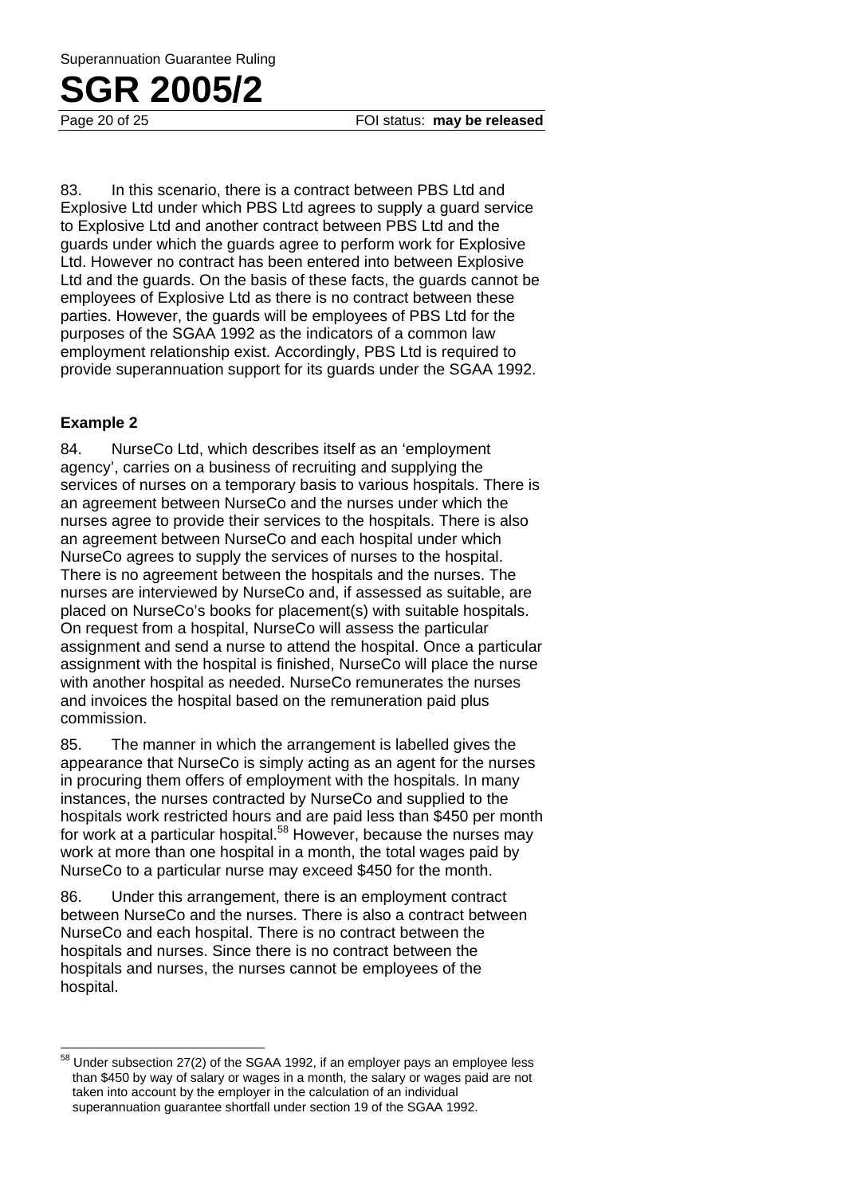83. In this scenario, there is a contract between PBS Ltd and Explosive Ltd under which PBS Ltd agrees to supply a guard service to Explosive Ltd and another contract between PBS Ltd and the guards under which the guards agree to perform work for Explosive Ltd. However no contract has been entered into between Explosive Ltd and the guards. On the basis of these facts, the guards cannot be employees of Explosive Ltd as there is no contract between these parties. However, the guards will be employees of PBS Ltd for the purposes of the SGAA 1992 as the indicators of a common law employment relationship exist. Accordingly, PBS Ltd is required to provide superannuation support for its guards under the SGAA 1992.

**Example 2**

84. NurseCo Ltd, which describes itself as an 'employment agency', carries on a business of recruiting and supplying the services of nurses on a temporary basis to various hospitals. There is an agreement between NurseCo and the nurses under which the nurses agree to provide their services to the hospitals. There is also an agreement between NurseCo and each hospital under which NurseCo agrees to supply the services of nurses to the hospital. There is no agreement between the hospitals and the nurses. The nurses are interviewed by NurseCo and, if assessed as suitable, are placed on NurseCo's books for placement(s) with suitable hospitals. On request from a hospital, NurseCo will assess the particular assignment and send a nurse to attend the hospital. Once a particular assignment with the hospital is finished, NurseCo will place the nurse with another hospital as needed. NurseCo remunerates the nurses and invoices the hospital based on the remuneration paid plus commission.

85. The manner in which the arrangement is labelled gives the appearance that NurseCo is simply acting as an agent for the nurses in procuring them offers of employment with the hospitals. In many instances, the nurses contracted by NurseCo and supplied to the hospitals work restricted hours and are paid less than $450 per month for work at a particular hospital.[58] However, because the nurses may work at more than one hospital in a month, the total wages paid by NurseCo to a particular nurse may exceed $450 for the month.

86. Under this arrangement, there is an employment contract between NurseCo and the nurses. There is also a contract between NurseCo and each hospital. There is no contract between the hospitals and nurses. Since there is no contract between the hospitals and nurses, the nurses cannot be employees of the hospital.

---

[58] Under subsection 27(2) of the SGAA 1992, if an employer pays an employee less than $450 by way of salary or wages in a month, the salary or wages paid are not taken into account by the employer in the calculation of an individual superannuation guarantee shortfall under section 19 of the SGAA 1992.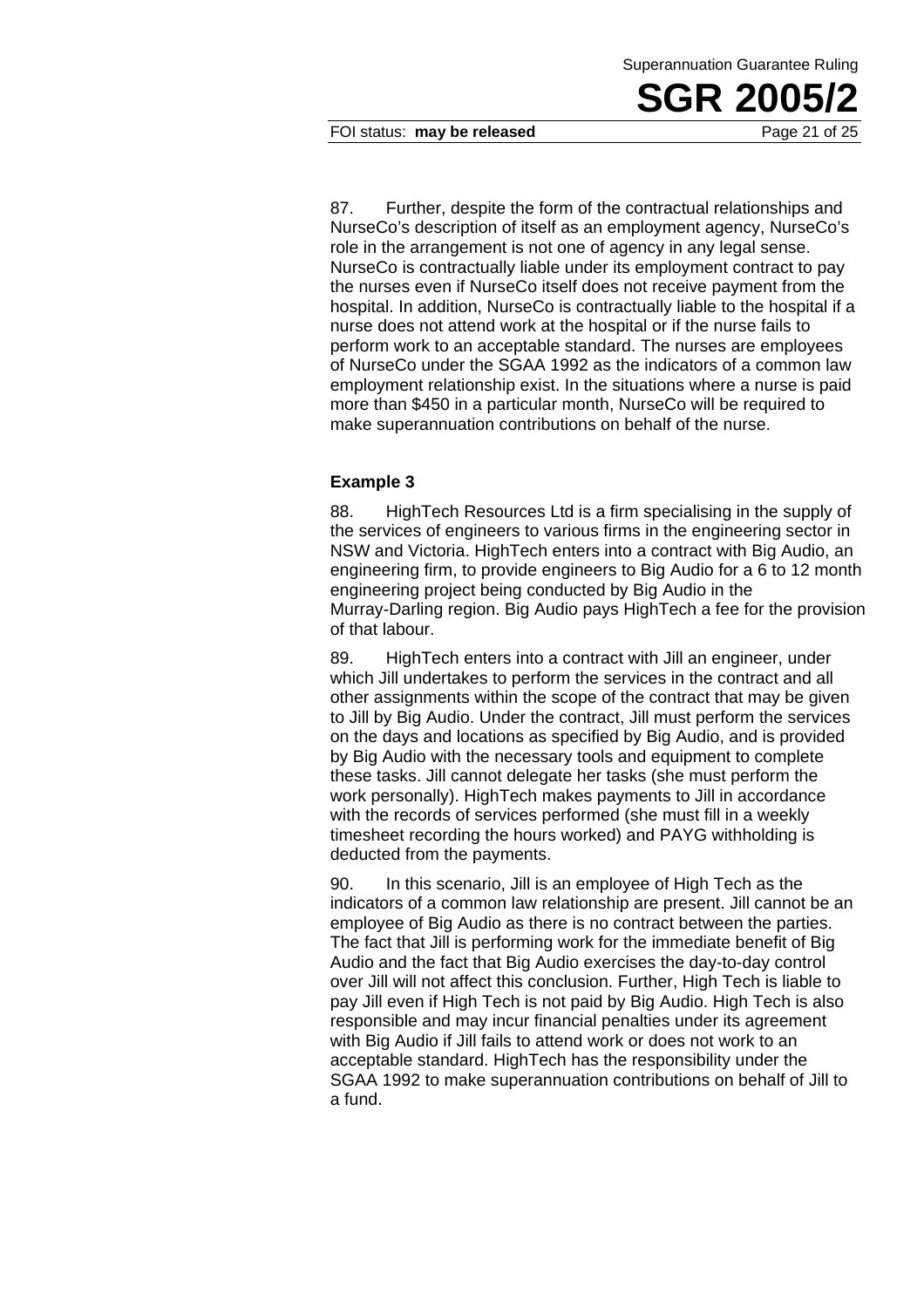87. Further, despite the form of the contractual relationships and NurseCo's description of itself as an employment agency, NurseCo's role in the arrangement is not one of agency in any legal sense. NurseCo is contractually liable under its employment contract to pay the nurses even if NurseCo itself does not receive payment from the hospital. In addition, NurseCo is contractually liable to the hospital if a nurse does not attend work at the hospital or if the nurse fails to perform work to an acceptable standard. The nurses are employees of NurseCo under the SGAA 1992 as the indicators of a common law employment relationship exist. In the situations where a nurse is paid more than $450 in a particular month, NurseCo will be required to make superannuation contributions on behalf of the nurse.

### Example 3

88. HighTech Resources Ltd is a firm specialising in the supply of the services of engineers to various firms in the engineering sector in NSW and Victoria. HighTech enters into a contract with Big Audio, an engineering firm, to provide engineers to Big Audio for a 6 to 12 month engineering project being conducted by Big Audio in the Murray-Darling region. Big Audio pays HighTech a fee for the provision of that labour.

89. HighTech enters into a contract with Jill an engineer, under which Jill undertakes to perform the services in the contract and all other assignments within the scope of the contract that may be given to Jill by Big Audio. Under the contract, Jill must perform the services on the days and locations as specified by Big Audio, and is provided by Big Audio with the necessary tools and equipment to complete these tasks. Jill cannot delegate her tasks (she must perform the work personally). HighTech makes payments to Jill in accordance with the records of services performed (she must fill in a weekly timesheet recording the hours worked) and PAYG withholding is deducted from the payments.

90. In this scenario, Jill is an employee of High Tech as the indicators of a common law relationship are present. Jill cannot be an employee of Big Audio as there is no contract between the parties. The fact that Jill is performing work for the immediate benefit of Big Audio and the fact that Big Audio exercises the day-to-day control over Jill will not affect this conclusion. Further, High Tech is liable to pay Jill even if High Tech is not paid by Big Audio. High Tech is also responsible and may incur financial penalties under its agreement with Big Audio if Jill fails to attend work or does not work to an acceptable standard. HighTech has the responsibility under the SGAA 1992 to make superannuation contributions on behalf of Jill to a fund.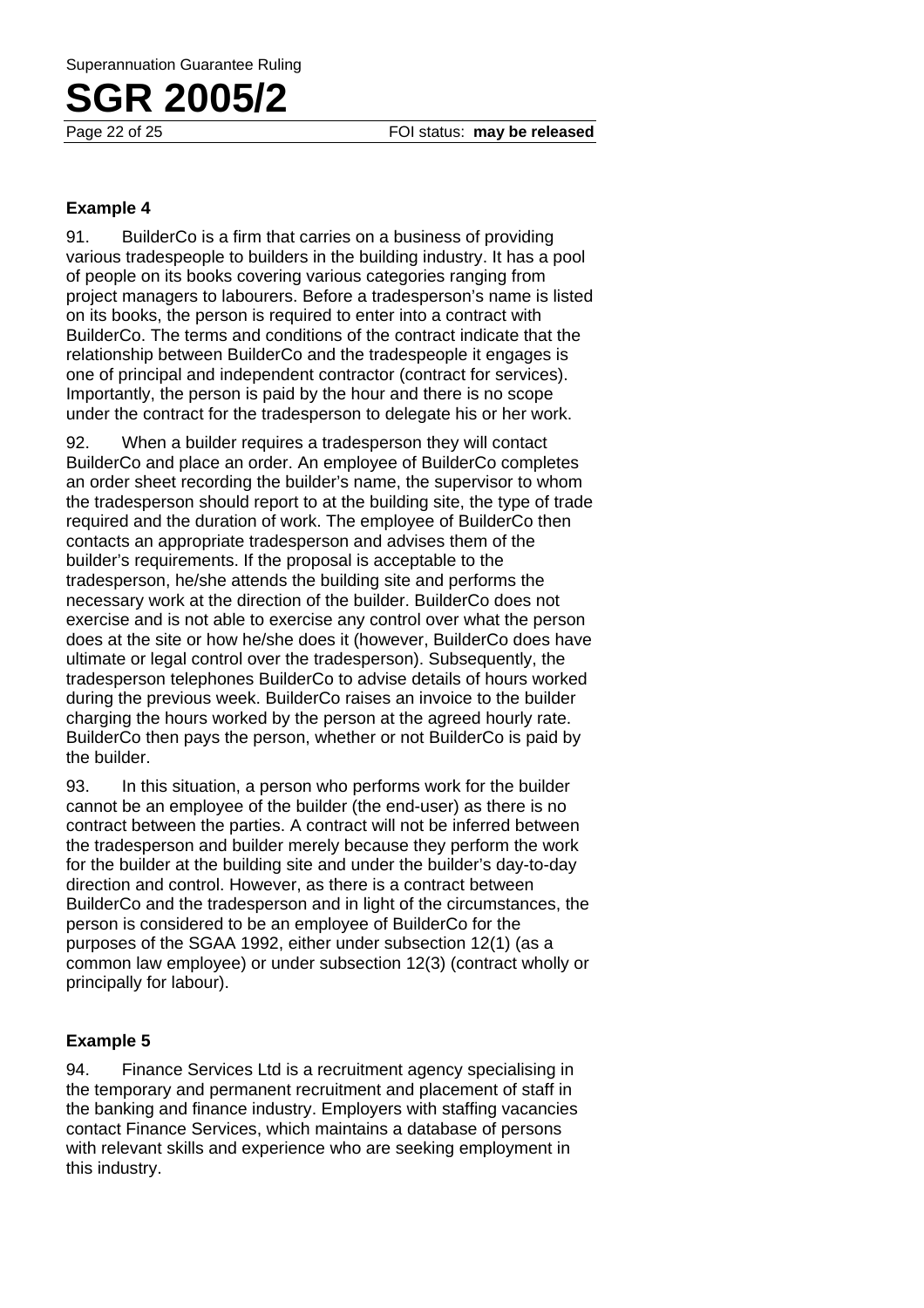### Example 4

91. BuilderCo is a firm that carries on a business of providing various tradespeople to builders in the building industry. It has a pool of people on its books covering various categories ranging from project managers to labourers. Before a tradesperson's name is listed on its books, the person is required to enter into a contract with BuilderCo. The terms and conditions of the contract indicate that the relationship between BuilderCo and the tradespeople it engages is one of principal and independent contractor (contract for services). Importantly, the person is paid by the hour and there is no scope under the contract for the tradesperson to delegate his or her work.

92. When a builder requires a tradesperson they will contact BuilderCo and place an order. An employee of BuilderCo completes an order sheet recording the builder's name, the supervisor to whom the tradesperson should report to at the building site, the type of trade required and the duration of work. The employee of BuilderCo then contacts an appropriate tradesperson and advises them of the builder's requirements. If the proposal is acceptable to the tradesperson, he/she attends the building site and performs the necessary work at the direction of the builder. BuilderCo does not exercise and is not able to exercise any control over what the person does at the site or how he/she does it (however, BuilderCo does have ultimate or legal control over the tradesperson). Subsequently, the tradesperson telephones BuilderCo to advise details of hours worked during the previous week. BuilderCo raises an invoice to the builder charging the hours worked by the person at the agreed hourly rate. BuilderCo then pays the person, whether or not BuilderCo is paid by the builder.

93. In this situation, a person who performs work for the builder cannot be an employee of the builder (the end-user) as there is no contract between the parties. A contract will not be inferred between the tradesperson and builder merely because they perform the work for the builder at the building site and under the builder's day-to-day direction and control. However, as there is a contract between BuilderCo and the tradesperson and in light of the circumstances, the person is considered to be an employee of BuilderCo for the purposes of the SGAA 1992, either under subsection 12(1) (as a common law employee) or under subsection 12(3) (contract wholly or principally for labour).

### Example 5

94. Finance Services Ltd is a recruitment agency specialising in the temporary and permanent recruitment and placement of staff in the banking and finance industry. Employers with staffing vacancies contact Finance Services, which maintains a database of persons with relevant skills and experience who are seeking employment in this industry.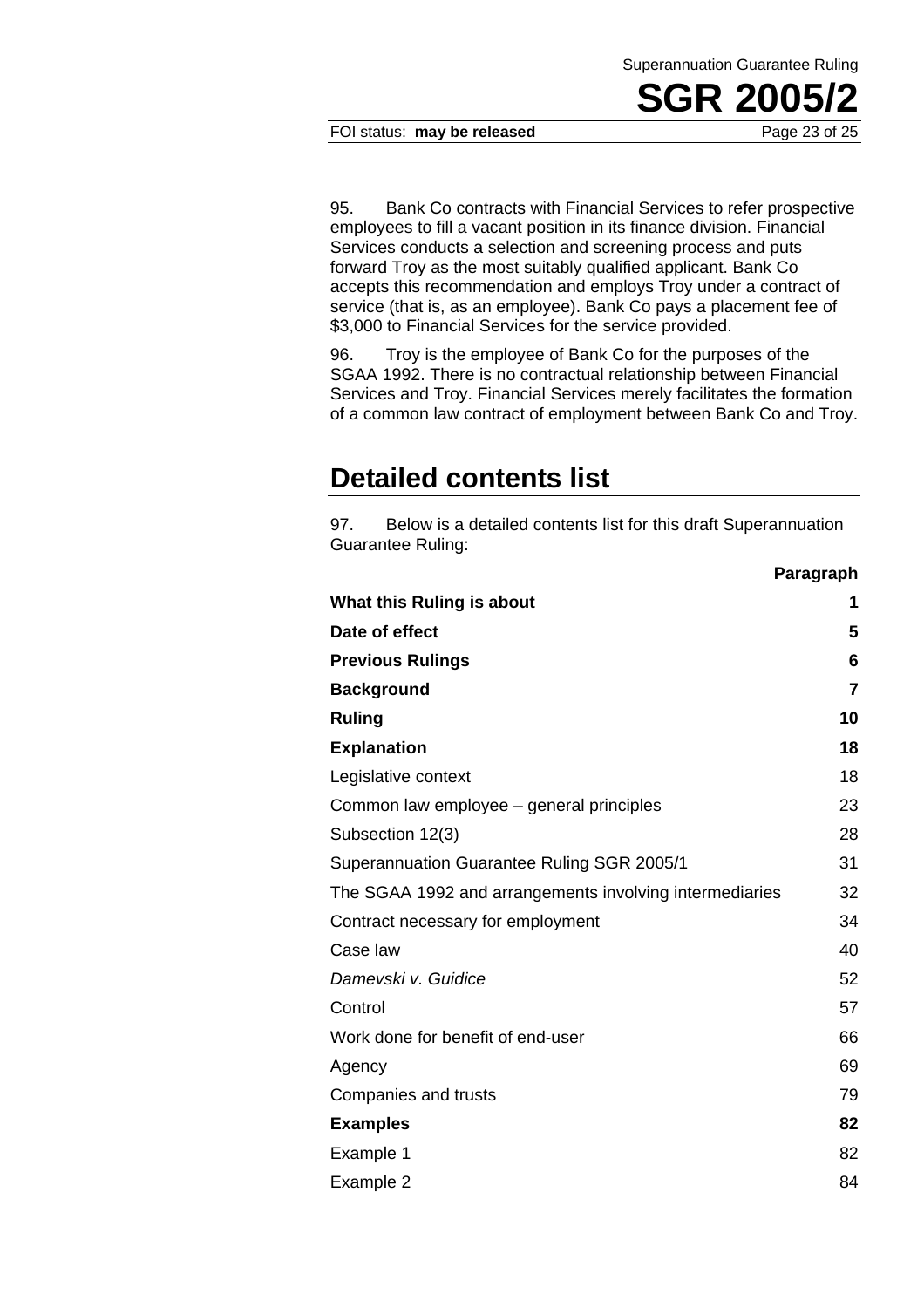95. Bank Co contracts with Financial Services to refer prospective employees to fill a vacant position in its finance division. Financial Services conducts a selection and screening process and puts forward Troy as the most suitably qualified applicant. Bank Co accepts this recommendation and employs Troy under a contract of service (that is, as an employee). Bank Co pays a placement fee of $3,000 to Financial Services for the service provided.

96. Troy is the employee of Bank Co for the purposes of the SGAA 1992. There is no contractual relationship between Financial Services and Troy. Financial Services merely facilitates the formation of a common law contract of employment between Bank Co and Troy.

# Detailed contents list

97. Below is a detailed contents list for this draft Superannuation Guarantee Ruling:

| | Paragraph |
|---|---|
| **What this Ruling is about** | **1** |
| **Date of effect** | **5** |
| **Previous Rulings** | **6** |
| **Background** | **7** |
| **Ruling** | **10** |
| **Explanation** | **18** |
| Legislative context | 18 |
| Common law employee – general principles | 23 |
| Subsection 12(3) | 28 |
| Superannuation Guarantee Ruling SGR 2005/1 | 31 |
| The SGAA 1992 and arrangements involving intermediaries | 32 |
| Contract necessary for employment | 34 |
| Case law | 40 |
| *Damevski v. Guidice* | 52 |
| Control | 57 |
| Work done for benefit of end-user | 66 |
| Agency | 69 |
| Companies and trusts | 79 |
| **Examples** | **82** |
| Example 1 | 82 |
| Example 2 | 84 |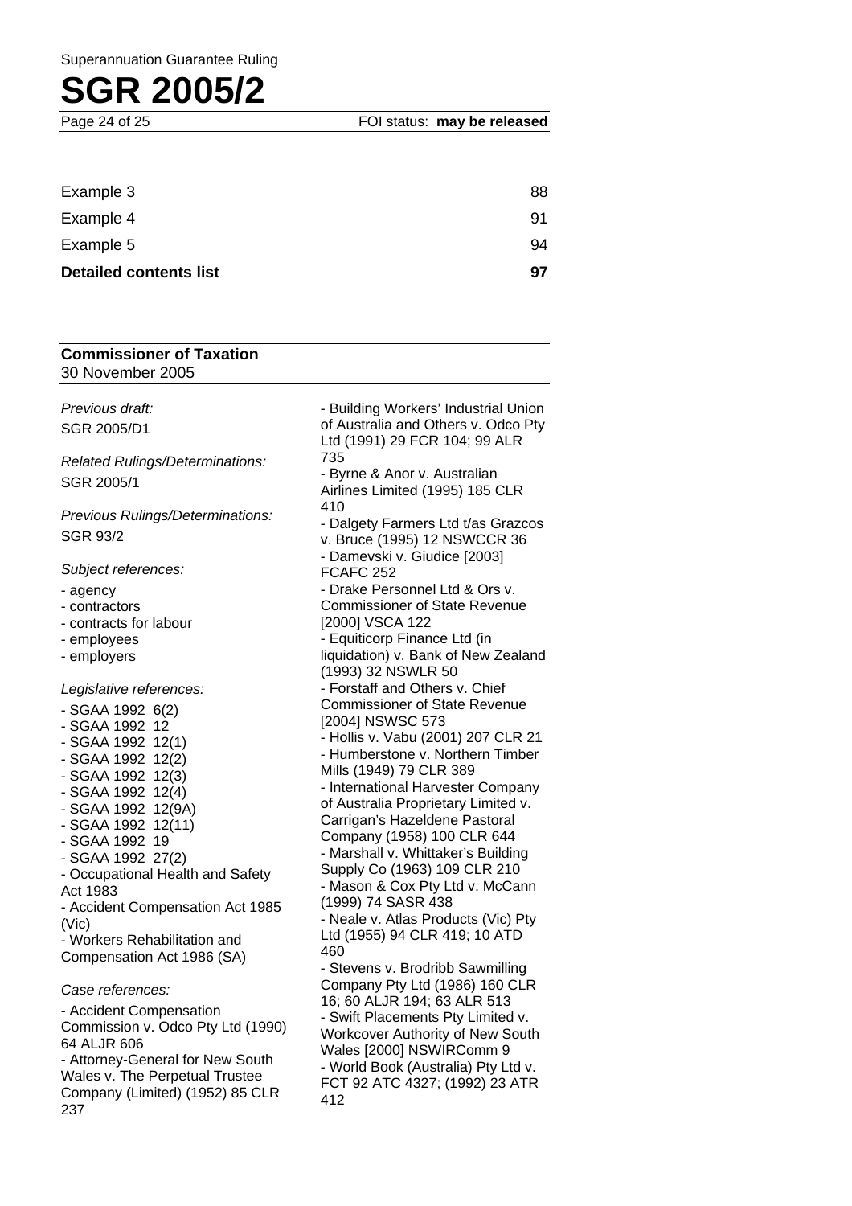| | |
|---|---|
| Example 3 | 88 |
| Example 4 | 91 |
| Example 5 | 94 |
| **Detailed contents list** | **97** |

**Commissioner of Taxation**
30 November 2005

*Previous draft:*

SGR 2005/D1

*Related Rulings/Determinations:*

SGR 2005/1

*Previous Rulings/Determinations:*

SGR 93/2

*Subject references:*

- agency
- contractors
- contracts for labour
- employees
- employers

*Legislative references:*

- SGAA 1992 6(2)
- SGAA 1992 12
- SGAA 1992 12(1)
- SGAA 1992 12(2)
- SGAA 1992 12(3)
- SGAA 1992 12(4)
- SGAA 1992 12(9A)
- SGAA 1992 12(11)
- SGAA 1992 19
- SGAA 1992 27(2)
- Occupational Health and Safety Act 1983
- Accident Compensation Act 1985 (Vic)
- Workers Rehabilitation and Compensation Act 1986 (SA)

*Case references:*

- Accident Compensation Commission v. Odco Pty Ltd (1990) 64 ALJR 606
- Attorney-General for New South Wales v. The Perpetual Trustee Company (Limited) (1952) 85 CLR 237
- Building Workers' Industrial Union of Australia and Others v. Odco Pty Ltd (1991) 29 FCR 104; 99 ALR 735
- Byrne & Anor v. Australian Airlines Limited (1995) 185 CLR 410
- Dalgety Farmers Ltd t/as Grazcos v. Bruce (1995) 12 NSWCCR 36
- Damevski v. Giudice [2003] FCAFC 252
- Drake Personnel Ltd & Ors v. Commissioner of State Revenue [2000] VSCA 122
- Equiticorp Finance Ltd (in liquidation) v. Bank of New Zealand (1993) 32 NSWLR 50
- Forstaff and Others v. Chief Commissioner of State Revenue [2004] NSWSC 573
- Hollis v. Vabu (2001) 207 CLR 21
- Humberstone v. Northern Timber Mills (1949) 79 CLR 389
- International Harvester Company of Australia Proprietary Limited v. Carrigan's Hazeldene Pastoral Company (1958) 100 CLR 644
- Marshall v. Whittaker's Building Supply Co (1963) 109 CLR 210
- Mason & Cox Pty Ltd v. McCann (1999) 74 SASR 438
- Neale v. Atlas Products (Vic) Pty Ltd (1955) 94 CLR 419; 10 ATD 460
- Stevens v. Brodribb Sawmilling Company Pty Ltd (1986) 160 CLR 16; 60 ALJR 194; 63 ALR 513
- Swift Placements Pty Limited v. Workcover Authority of New South Wales [2000] NSWIRComm 9
- World Book (Australia) Pty Ltd v. FCT 92 ATC 4327; (1992) 23 ATR 412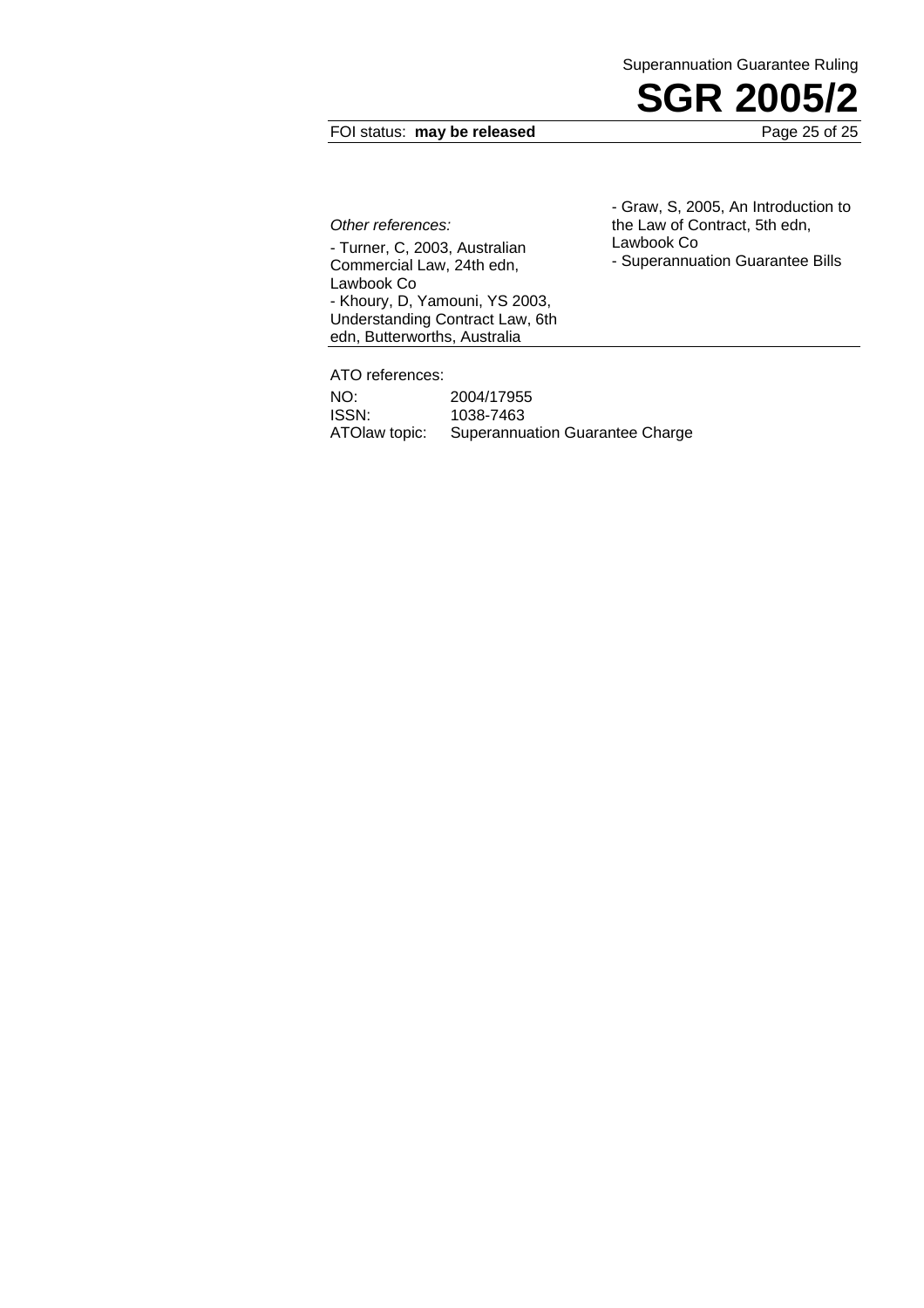*Other references:*

- Turner, C, 2003, Australian Commercial Law, 24th edn, Lawbook Co
- Khoury, D, Yamouni, YS 2003, Understanding Contract Law, 6th edn, Butterworths, Australia
- Graw, S, 2005, An Introduction to the Law of Contract, 5th edn, Lawbook Co
- Superannuation Guarantee Bills

ATO references:

| | |
|---|---|
| NO: | 2004/17955 |
| ISSN: | 1038-7463 |
| ATOlaw topic: | Superannuation Guarantee Charge |